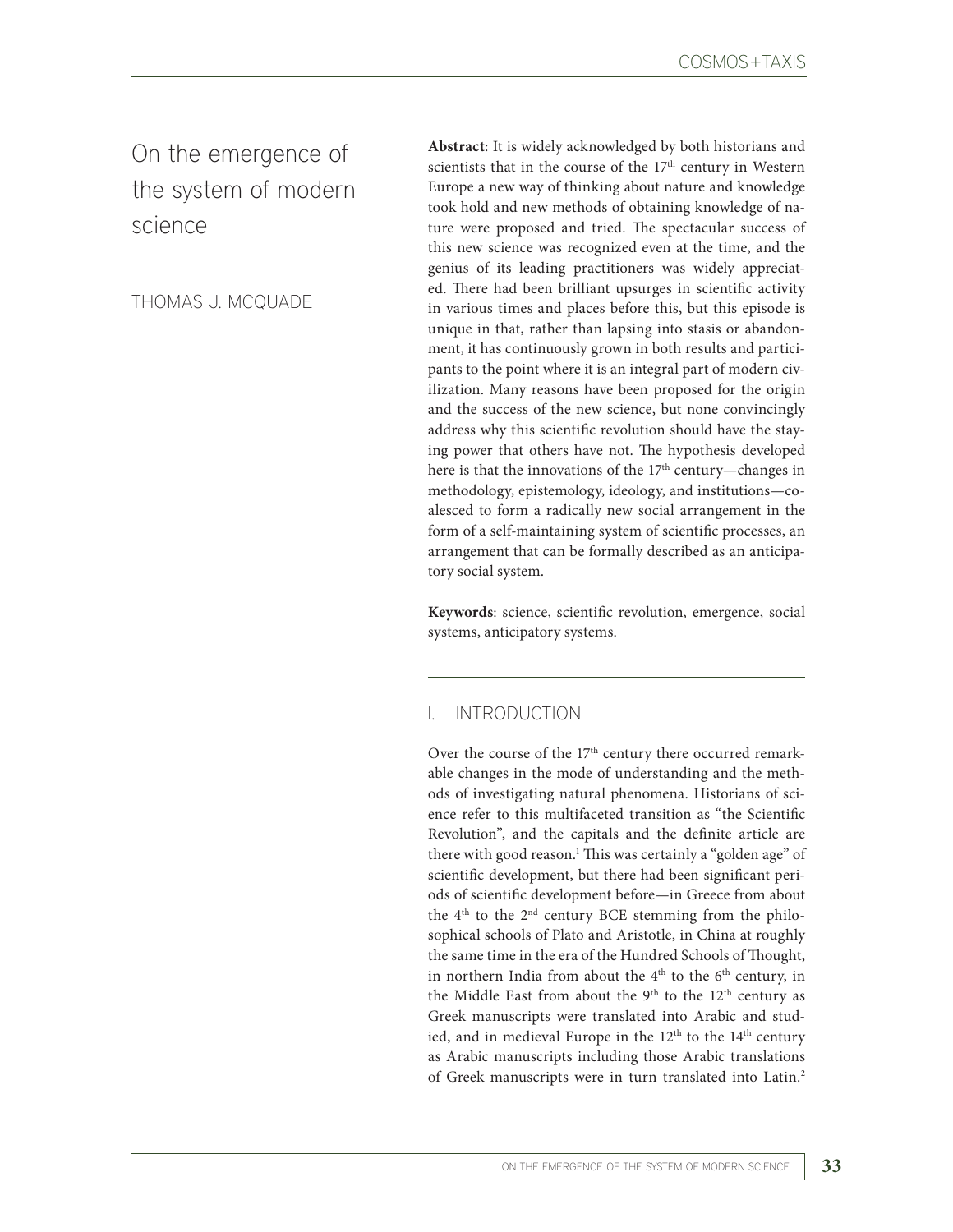# On the emergence of the system of modern science

THOMAS J. MCQUADE

**Abstract**: It is widely acknowledged by both historians and scientists that in the course of the 17th century in Western Europe a new way of thinking about nature and knowledge took hold and new methods of obtaining knowledge of nature were proposed and tried. The spectacular success of this new science was recognized even at the time, and the genius of its leading practitioners was widely appreciated. There had been brilliant upsurges in scientific activity in various times and places before this, but this episode is unique in that, rather than lapsing into stasis or abandonment, it has continuously grown in both results and participants to the point where it is an integral part of modern civilization. Many reasons have been proposed for the origin and the success of the new science, but none convincingly address why this scientific revolution should have the staying power that others have not. The hypothesis developed here is that the innovations of the 17th century—changes in methodology, epistemology, ideology, and institutions—coalesced to form a radically new social arrangement in the form of a self-maintaining system of scientific processes, an arrangement that can be formally described as an anticipatory social system.

**Keywords**: science, scientific revolution, emergence, social systems, anticipatory systems.

## I. INTRODUCTION

Over the course of the 17th century there occurred remarkable changes in the mode of understanding and the methods of investigating natural phenomena. Historians of science refer to this multifaceted transition as "the Scientific Revolution", and the capitals and the definite article are there with good reason.[1] This was certainly a "golden age" of scientific development, but there had been significant periods of scientific development before—in Greece from about the 4th to the 2nd century BCE stemming from the philosophical schools of Plato and Aristotle, in China at roughly the same time in the era of the Hundred Schools of Thought, in northern India from about the 4th to the 6th century, in the Middle East from about the 9th to the 12th century as Greek manuscripts were translated into Arabic and studied, and in medieval Europe in the 12th to the 14th century as Arabic manuscripts including those Arabic translations of Greek manuscripts were in turn translated into Latin.[2]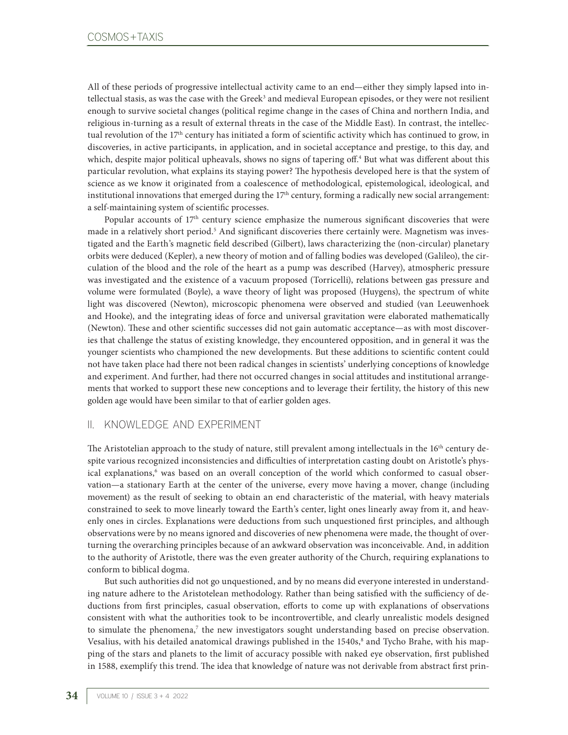All of these periods of progressive intellectual activity came to an end—either they simply lapsed into intellectual stasis, as was the case with the Greek[3] and medieval European episodes, or they were not resilient enough to survive societal changes (political regime change in the cases of China and northern India, and religious in-turning as a result of external threats in the case of the Middle East). In contrast, the intellectual revolution of the 17th century has initiated a form of scientific activity which has continued to grow, in discoveries, in active participants, in application, and in societal acceptance and prestige, to this day, and which, despite major political upheavals, shows no signs of tapering off.[4] But what was different about this particular revolution, what explains its staying power? The hypothesis developed here is that the system of science as we know it originated from a coalescence of methodological, epistemological, ideological, and institutional innovations that emerged during the 17th century, forming a radically new social arrangement: a self-maintaining system of scientific processes.

Popular accounts of 17th century science emphasize the numerous significant discoveries that were made in a relatively short period.[5] And significant discoveries there certainly were. Magnetism was investigated and the Earth's magnetic field described (Gilbert), laws characterizing the (non-circular) planetary orbits were deduced (Kepler), a new theory of motion and of falling bodies was developed (Galileo), the circulation of the blood and the role of the heart as a pump was described (Harvey), atmospheric pressure was investigated and the existence of a vacuum proposed (Torricelli), relations between gas pressure and volume were formulated (Boyle), a wave theory of light was proposed (Huygens), the spectrum of white light was discovered (Newton), microscopic phenomena were observed and studied (van Leeuwenhoek and Hooke), and the integrating ideas of force and universal gravitation were elaborated mathematically (Newton). These and other scientific successes did not gain automatic acceptance—as with most discoveries that challenge the status of existing knowledge, they encountered opposition, and in general it was the younger scientists who championed the new developments. But these additions to scientific content could not have taken place had there not been radical changes in scientists' underlying conceptions of knowledge and experiment. And further, had there not occurred changes in social attitudes and institutional arrangements that worked to support these new conceptions and to leverage their fertility, the history of this new golden age would have been similar to that of earlier golden ages.

## II. KNOWLEDGE AND EXPERIMENT

The Aristotelian approach to the study of nature, still prevalent among intellectuals in the 16th century despite various recognized inconsistencies and difficulties of interpretation casting doubt on Aristotle's physical explanations,[6] was based on an overall conception of the world which conformed to casual observation—a stationary Earth at the center of the universe, every move having a mover, change (including movement) as the result of seeking to obtain an end characteristic of the material, with heavy materials constrained to seek to move linearly toward the Earth's center, light ones linearly away from it, and heavenly ones in circles. Explanations were deductions from such unquestioned first principles, and although observations were by no means ignored and discoveries of new phenomena were made, the thought of overturning the overarching principles because of an awkward observation was inconceivable. And, in addition to the authority of Aristotle, there was the even greater authority of the Church, requiring explanations to conform to biblical dogma.

But such authorities did not go unquestioned, and by no means did everyone interested in understanding nature adhere to the Aristotelean methodology. Rather than being satisfied with the sufficiency of deductions from first principles, casual observation, efforts to come up with explanations of observations consistent with what the authorities took to be incontrovertible, and clearly unrealistic models designed to simulate the phenomena,[7] the new investigators sought understanding based on precise observation. Vesalius, with his detailed anatomical drawings published in the 1540s,[8] and Tycho Brahe, with his mapping of the stars and planets to the limit of accuracy possible with naked eye observation, first published in 1588, exemplify this trend. The idea that knowledge of nature was not derivable from abstract first prin-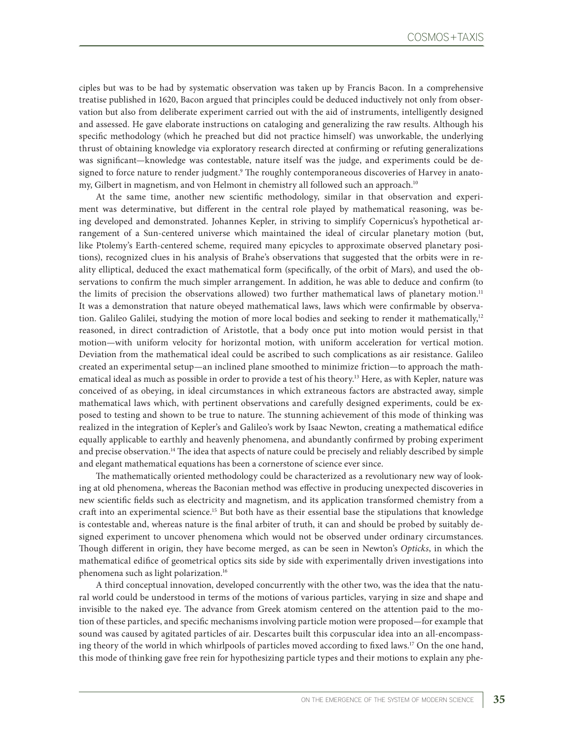ciples but was to be had by systematic observation was taken up by Francis Bacon. In a comprehensive treatise published in 1620, Bacon argued that principles could be deduced inductively not only from observation but also from deliberate experiment carried out with the aid of instruments, intelligently designed and assessed. He gave elaborate instructions on cataloging and generalizing the raw results. Although his specific methodology (which he preached but did not practice himself) was unworkable, the underlying thrust of obtaining knowledge via exploratory research directed at confirming or refuting generalizations was significant—knowledge was contestable, nature itself was the judge, and experiments could be designed to force nature to render judgment.[9] The roughly contemporaneous discoveries of Harvey in anatomy, Gilbert in magnetism, and von Helmont in chemistry all followed such an approach.[10]

At the same time, another new scientific methodology, similar in that observation and experiment was determinative, but different in the central role played by mathematical reasoning, was being developed and demonstrated. Johannes Kepler, in striving to simplify Copernicus's hypothetical arrangement of a Sun-centered universe which maintained the ideal of circular planetary motion (but, like Ptolemy's Earth-centered scheme, required many epicycles to approximate observed planetary positions), recognized clues in his analysis of Brahe's observations that suggested that the orbits were in reality elliptical, deduced the exact mathematical form (specifically, of the orbit of Mars), and used the observations to confirm the much simpler arrangement. In addition, he was able to deduce and confirm (to the limits of precision the observations allowed) two further mathematical laws of planetary motion.[11] It was a demonstration that nature obeyed mathematical laws, laws which were confirmable by observation. Galileo Galilei, studying the motion of more local bodies and seeking to render it mathematically,[12] reasoned, in direct contradiction of Aristotle, that a body once put into motion would persist in that motion—with uniform velocity for horizontal motion, with uniform acceleration for vertical motion. Deviation from the mathematical ideal could be ascribed to such complications as air resistance. Galileo created an experimental setup—an inclined plane smoothed to minimize friction—to approach the mathematical ideal as much as possible in order to provide a test of his theory.[13] Here, as with Kepler, nature was conceived of as obeying, in ideal circumstances in which extraneous factors are abstracted away, simple mathematical laws which, with pertinent observations and carefully designed experiments, could be exposed to testing and shown to be true to nature. The stunning achievement of this mode of thinking was realized in the integration of Kepler's and Galileo's work by Isaac Newton, creating a mathematical edifice equally applicable to earthly and heavenly phenomena, and abundantly confirmed by probing experiment and precise observation.[14] The idea that aspects of nature could be precisely and reliably described by simple and elegant mathematical equations has been a cornerstone of science ever since.

The mathematically oriented methodology could be characterized as a revolutionary new way of looking at old phenomena, whereas the Baconian method was effective in producing unexpected discoveries in new scientific fields such as electricity and magnetism, and its application transformed chemistry from a craft into an experimental science.[15] But both have as their essential base the stipulations that knowledge is contestable and, whereas nature is the final arbiter of truth, it can and should be probed by suitably designed experiment to uncover phenomena which would not be observed under ordinary circumstances. Though different in origin, they have become merged, as can be seen in Newton's *Opticks*, in which the mathematical edifice of geometrical optics sits side by side with experimentally driven investigations into phenomena such as light polarization.[16]

A third conceptual innovation, developed concurrently with the other two, was the idea that the natural world could be understood in terms of the motions of various particles, varying in size and shape and invisible to the naked eye. The advance from Greek atomism centered on the attention paid to the motion of these particles, and specific mechanisms involving particle motion were proposed—for example that sound was caused by agitated particles of air. Descartes built this corpuscular idea into an all-encompassing theory of the world in which whirlpools of particles moved according to fixed laws.[17] On the one hand, this mode of thinking gave free rein for hypothesizing particle types and their motions to explain any phe-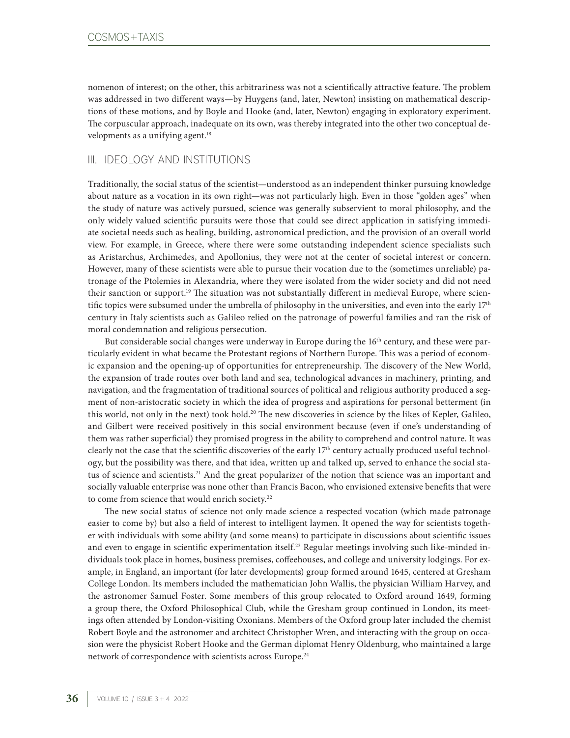nomenon of interest; on the other, this arbitrariness was not a scientifically attractive feature. The problem was addressed in two different ways—by Huygens (and, later, Newton) insisting on mathematical descriptions of these motions, and by Boyle and Hooke (and, later, Newton) engaging in exploratory experiment. The corpuscular approach, inadequate on its own, was thereby integrated into the other two conceptual developments as a unifying agent.[18]

## III. IDEOLOGY AND INSTITUTIONS

Traditionally, the social status of the scientist—understood as an independent thinker pursuing knowledge about nature as a vocation in its own right—was not particularly high. Even in those "golden ages" when the study of nature was actively pursued, science was generally subservient to moral philosophy, and the only widely valued scientific pursuits were those that could see direct application in satisfying immediate societal needs such as healing, building, astronomical prediction, and the provision of an overall world view. For example, in Greece, where there were some outstanding independent science specialists such as Aristarchus, Archimedes, and Apollonius, they were not at the center of societal interest or concern. However, many of these scientists were able to pursue their vocation due to the (sometimes unreliable) patronage of the Ptolemies in Alexandria, where they were isolated from the wider society and did not need their sanction or support.[19] The situation was not substantially different in medieval Europe, where scientific topics were subsumed under the umbrella of philosophy in the universities, and even into the early 17th century in Italy scientists such as Galileo relied on the patronage of powerful families and ran the risk of moral condemnation and religious persecution.

But considerable social changes were underway in Europe during the 16th century, and these were particularly evident in what became the Protestant regions of Northern Europe. This was a period of economic expansion and the opening-up of opportunities for entrepreneurship. The discovery of the New World, the expansion of trade routes over both land and sea, technological advances in machinery, printing, and navigation, and the fragmentation of traditional sources of political and religious authority produced a segment of non-aristocratic society in which the idea of progress and aspirations for personal betterment (in this world, not only in the next) took hold.[20] The new discoveries in science by the likes of Kepler, Galileo, and Gilbert were received positively in this social environment because (even if one's understanding of them was rather superficial) they promised progress in the ability to comprehend and control nature. It was clearly not the case that the scientific discoveries of the early 17th century actually produced useful technology, but the possibility was there, and that idea, written up and talked up, served to enhance the social status of science and scientists.[21] And the great popularizer of the notion that science was an important and socially valuable enterprise was none other than Francis Bacon, who envisioned extensive benefits that were to come from science that would enrich society.[22]

The new social status of science not only made science a respected vocation (which made patronage easier to come by) but also a field of interest to intelligent laymen. It opened the way for scientists together with individuals with some ability (and some means) to participate in discussions about scientific issues and even to engage in scientific experimentation itself.[23] Regular meetings involving such like-minded individuals took place in homes, business premises, coffeehouses, and college and university lodgings. For example, in England, an important (for later developments) group formed around 1645, centered at Gresham College London. Its members included the mathematician John Wallis, the physician William Harvey, and the astronomer Samuel Foster. Some members of this group relocated to Oxford around 1649, forming a group there, the Oxford Philosophical Club, while the Gresham group continued in London, its meetings often attended by London-visiting Oxonians. Members of the Oxford group later included the chemist Robert Boyle and the astronomer and architect Christopher Wren, and interacting with the group on occasion were the physicist Robert Hooke and the German diplomat Henry Oldenburg, who maintained a large network of correspondence with scientists across Europe.[24]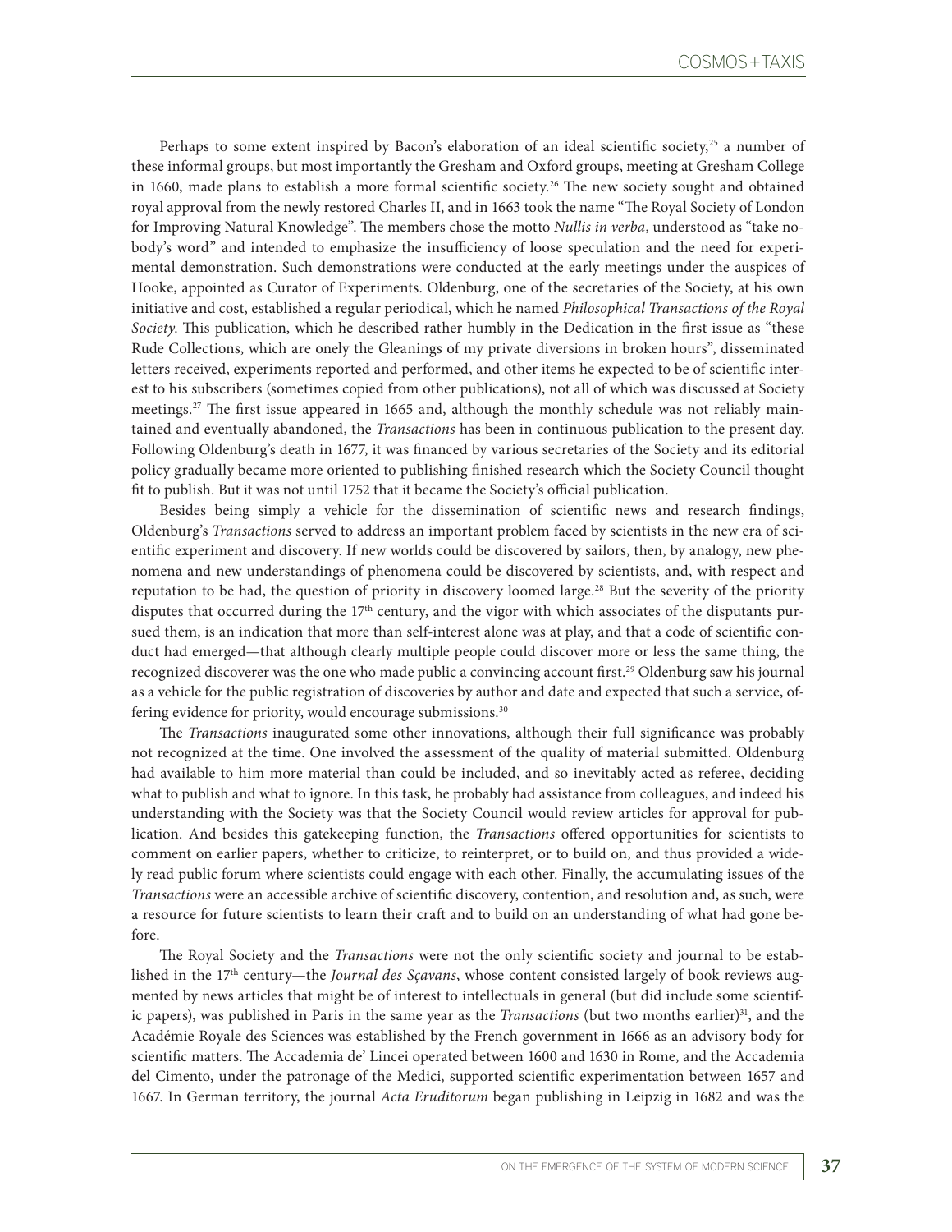Perhaps to some extent inspired by Bacon's elaboration of an ideal scientific society,[25] a number of these informal groups, but most importantly the Gresham and Oxford groups, meeting at Gresham College in 1660, made plans to establish a more formal scientific society.[26] The new society sought and obtained royal approval from the newly restored Charles II, and in 1663 took the name "The Royal Society of London for Improving Natural Knowledge". The members chose the motto *Nullis in verba*, understood as "take nobody's word" and intended to emphasize the insufficiency of loose speculation and the need for experimental demonstration. Such demonstrations were conducted at the early meetings under the auspices of Hooke, appointed as Curator of Experiments. Oldenburg, one of the secretaries of the Society, at his own initiative and cost, established a regular periodical, which he named *Philosophical Transactions of the Royal Society*. This publication, which he described rather humbly in the Dedication in the first issue as "these Rude Collections, which are onely the Gleanings of my private diversions in broken hours", disseminated letters received, experiments reported and performed, and other items he expected to be of scientific interest to his subscribers (sometimes copied from other publications), not all of which was discussed at Society meetings.[27] The first issue appeared in 1665 and, although the monthly schedule was not reliably maintained and eventually abandoned, the *Transactions* has been in continuous publication to the present day. Following Oldenburg's death in 1677, it was financed by various secretaries of the Society and its editorial policy gradually became more oriented to publishing finished research which the Society Council thought fit to publish. But it was not until 1752 that it became the Society's official publication.

Besides being simply a vehicle for the dissemination of scientific news and research findings, Oldenburg's *Transactions* served to address an important problem faced by scientists in the new era of scientific experiment and discovery. If new worlds could be discovered by sailors, then, by analogy, new phenomena and new understandings of phenomena could be discovered by scientists, and, with respect and reputation to be had, the question of priority in discovery loomed large.[28] But the severity of the priority disputes that occurred during the 17th century, and the vigor with which associates of the disputants pursued them, is an indication that more than self-interest alone was at play, and that a code of scientific conduct had emerged—that although clearly multiple people could discover more or less the same thing, the recognized discoverer was the one who made public a convincing account first.[29] Oldenburg saw his journal as a vehicle for the public registration of discoveries by author and date and expected that such a service, offering evidence for priority, would encourage submissions.[30]

The *Transactions* inaugurated some other innovations, although their full significance was probably not recognized at the time. One involved the assessment of the quality of material submitted. Oldenburg had available to him more material than could be included, and so inevitably acted as referee, deciding what to publish and what to ignore. In this task, he probably had assistance from colleagues, and indeed his understanding with the Society was that the Society Council would review articles for approval for publication. And besides this gatekeeping function, the *Transactions* offered opportunities for scientists to comment on earlier papers, whether to criticize, to reinterpret, or to build on, and thus provided a widely read public forum where scientists could engage with each other. Finally, the accumulating issues of the *Transactions* were an accessible archive of scientific discovery, contention, and resolution and, as such, were a resource for future scientists to learn their craft and to build on an understanding of what had gone before.

The Royal Society and the *Transactions* were not the only scientific society and journal to be established in the 17th century—the *Journal des Sçavans*, whose content consisted largely of book reviews augmented by news articles that might be of interest to intellectuals in general (but did include some scientific papers), was published in Paris in the same year as the *Transactions* (but two months earlier)[31], and the Académie Royale des Sciences was established by the French government in 1666 as an advisory body for scientific matters. The Accademia de' Lincei operated between 1600 and 1630 in Rome, and the Accademia del Cimento, under the patronage of the Medici, supported scientific experimentation between 1657 and 1667. In German territory, the journal *Acta Eruditorum* began publishing in Leipzig in 1682 and was the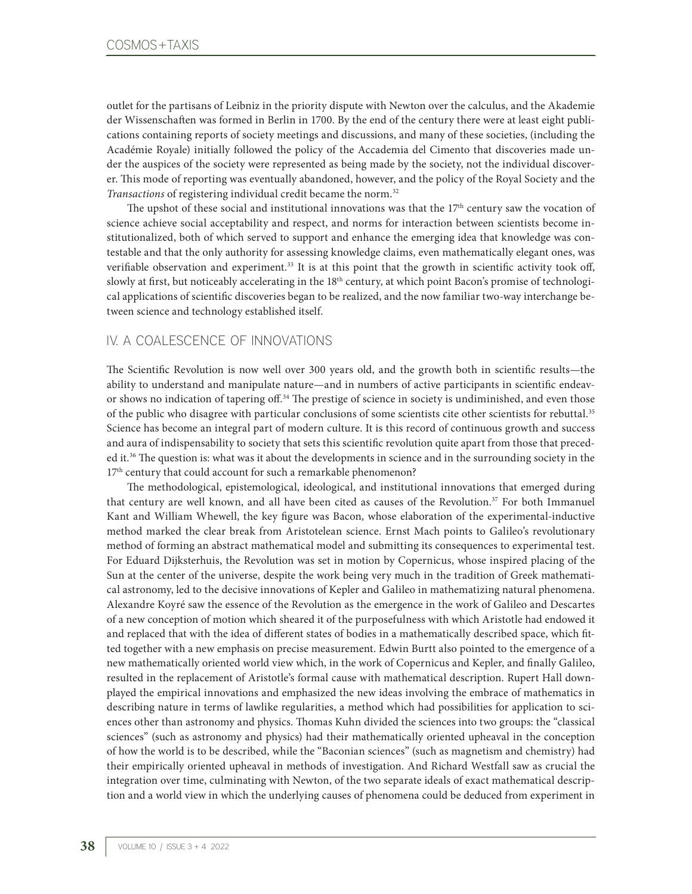outlet for the partisans of Leibniz in the priority dispute with Newton over the calculus, and the Akademie der Wissenschaften was formed in Berlin in 1700. By the end of the century there were at least eight publications containing reports of society meetings and discussions, and many of these societies, (including the Académie Royale) initially followed the policy of the Accademia del Cimento that discoveries made under the auspices of the society were represented as being made by the society, not the individual discoverer. This mode of reporting was eventually abandoned, however, and the policy of the Royal Society and the *Transactions* of registering individual credit became the norm.[32]

The upshot of these social and institutional innovations was that the 17th century saw the vocation of science achieve social acceptability and respect, and norms for interaction between scientists become institutionalized, both of which served to support and enhance the emerging idea that knowledge was contestable and that the only authority for assessing knowledge claims, even mathematically elegant ones, was verifiable observation and experiment.[33] It is at this point that the growth in scientific activity took off, slowly at first, but noticeably accelerating in the 18th century, at which point Bacon's promise of technological applications of scientific discoveries began to be realized, and the now familiar two-way interchange between science and technology established itself.

## IV. A COALESCENCE OF INNOVATIONS

The Scientific Revolution is now well over 300 years old, and the growth both in scientific results—the ability to understand and manipulate nature—and in numbers of active participants in scientific endeavor shows no indication of tapering off.[34] The prestige of science in society is undiminished, and even those of the public who disagree with particular conclusions of some scientists cite other scientists for rebuttal.[35] Science has become an integral part of modern culture. It is this record of continuous growth and success and aura of indispensability to society that sets this scientific revolution quite apart from those that preceded it.[36] The question is: what was it about the developments in science and in the surrounding society in the 17th century that could account for such a remarkable phenomenon?

The methodological, epistemological, ideological, and institutional innovations that emerged during that century are well known, and all have been cited as causes of the Revolution.[37] For both Immanuel Kant and William Whewell, the key figure was Bacon, whose elaboration of the experimental-inductive method marked the clear break from Aristotelean science. Ernst Mach points to Galileo's revolutionary method of forming an abstract mathematical model and submitting its consequences to experimental test. For Eduard Dijksterhuis, the Revolution was set in motion by Copernicus, whose inspired placing of the Sun at the center of the universe, despite the work being very much in the tradition of Greek mathematical astronomy, led to the decisive innovations of Kepler and Galileo in mathematizing natural phenomena. Alexandre Koyré saw the essence of the Revolution as the emergence in the work of Galileo and Descartes of a new conception of motion which sheared it of the purposefulness with which Aristotle had endowed it and replaced that with the idea of different states of bodies in a mathematically described space, which fitted together with a new emphasis on precise measurement. Edwin Burtt also pointed to the emergence of a new mathematically oriented world view which, in the work of Copernicus and Kepler, and finally Galileo, resulted in the replacement of Aristotle's formal cause with mathematical description. Rupert Hall downplayed the empirical innovations and emphasized the new ideas involving the embrace of mathematics in describing nature in terms of lawlike regularities, a method which had possibilities for application to sciences other than astronomy and physics. Thomas Kuhn divided the sciences into two groups: the "classical sciences" (such as astronomy and physics) had their mathematically oriented upheaval in the conception of how the world is to be described, while the "Baconian sciences" (such as magnetism and chemistry) had their empirically oriented upheaval in methods of investigation. And Richard Westfall saw as crucial the integration over time, culminating with Newton, of the two separate ideals of exact mathematical description and a world view in which the underlying causes of phenomena could be deduced from experiment in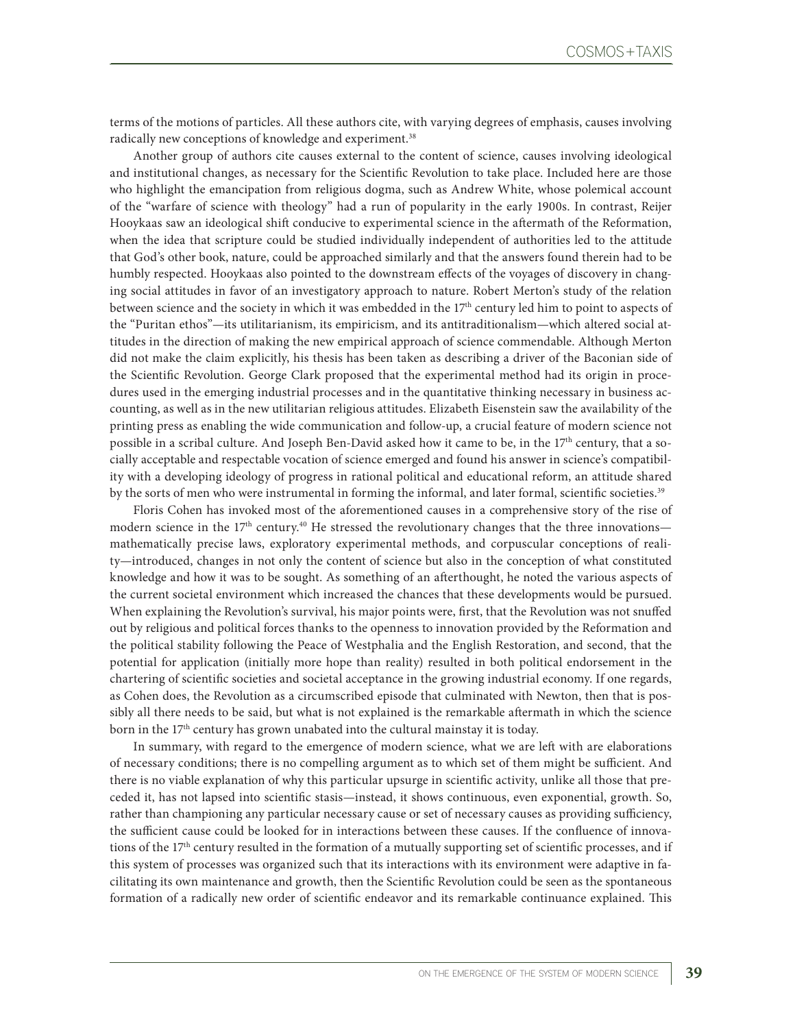terms of the motions of particles. All these authors cite, with varying degrees of emphasis, causes involving radically new conceptions of knowledge and experiment.[38]

Another group of authors cite causes external to the content of science, causes involving ideological and institutional changes, as necessary for the Scientific Revolution to take place. Included here are those who highlight the emancipation from religious dogma, such as Andrew White, whose polemical account of the "warfare of science with theology" had a run of popularity in the early 1900s. In contrast, Reijer Hooykaas saw an ideological shift conducive to experimental science in the aftermath of the Reformation, when the idea that scripture could be studied individually independent of authorities led to the attitude that God's other book, nature, could be approached similarly and that the answers found therein had to be humbly respected. Hooykaas also pointed to the downstream effects of the voyages of discovery in changing social attitudes in favor of an investigatory approach to nature. Robert Merton's study of the relation between science and the society in which it was embedded in the 17th century led him to point to aspects of the "Puritan ethos"—its utilitarianism, its empiricism, and its antitraditionalism—which altered social attitudes in the direction of making the new empirical approach of science commendable. Although Merton did not make the claim explicitly, his thesis has been taken as describing a driver of the Baconian side of the Scientific Revolution. George Clark proposed that the experimental method had its origin in procedures used in the emerging industrial processes and in the quantitative thinking necessary in business accounting, as well as in the new utilitarian religious attitudes. Elizabeth Eisenstein saw the availability of the printing press as enabling the wide communication and follow-up, a crucial feature of modern science not possible in a scribal culture. And Joseph Ben-David asked how it came to be, in the 17th century, that a socially acceptable and respectable vocation of science emerged and found his answer in science's compatibility with a developing ideology of progress in rational political and educational reform, an attitude shared by the sorts of men who were instrumental in forming the informal, and later formal, scientific societies.[39]

Floris Cohen has invoked most of the aforementioned causes in a comprehensive story of the rise of modern science in the 17th century.[40] He stressed the revolutionary changes that the three innovations—mathematically precise laws, exploratory experimental methods, and corpuscular conceptions of reality—introduced, changes in not only the content of science but also in the conception of what constituted knowledge and how it was to be sought. As something of an afterthought, he noted the various aspects of the current societal environment which increased the chances that these developments would be pursued. When explaining the Revolution's survival, his major points were, first, that the Revolution was not snuffed out by religious and political forces thanks to the openness to innovation provided by the Reformation and the political stability following the Peace of Westphalia and the English Restoration, and second, that the potential for application (initially more hope than reality) resulted in both political endorsement in the chartering of scientific societies and societal acceptance in the growing industrial economy. If one regards, as Cohen does, the Revolution as a circumscribed episode that culminated with Newton, then that is possibly all there needs to be said, but what is not explained is the remarkable aftermath in which the science born in the 17th century has grown unabated into the cultural mainstay it is today.

In summary, with regard to the emergence of modern science, what we are left with are elaborations of necessary conditions; there is no compelling argument as to which set of them might be sufficient. And there is no viable explanation of why this particular upsurge in scientific activity, unlike all those that preceded it, has not lapsed into scientific stasis—instead, it shows continuous, even exponential, growth. So, rather than championing any particular necessary cause or set of necessary causes as providing sufficiency, the sufficient cause could be looked for in interactions between these causes. If the confluence of innovations of the 17th century resulted in the formation of a mutually supporting set of scientific processes, and if this system of processes was organized such that its interactions with its environment were adaptive in facilitating its own maintenance and growth, then the Scientific Revolution could be seen as the spontaneous formation of a radically new order of scientific endeavor and its remarkable continuance explained. This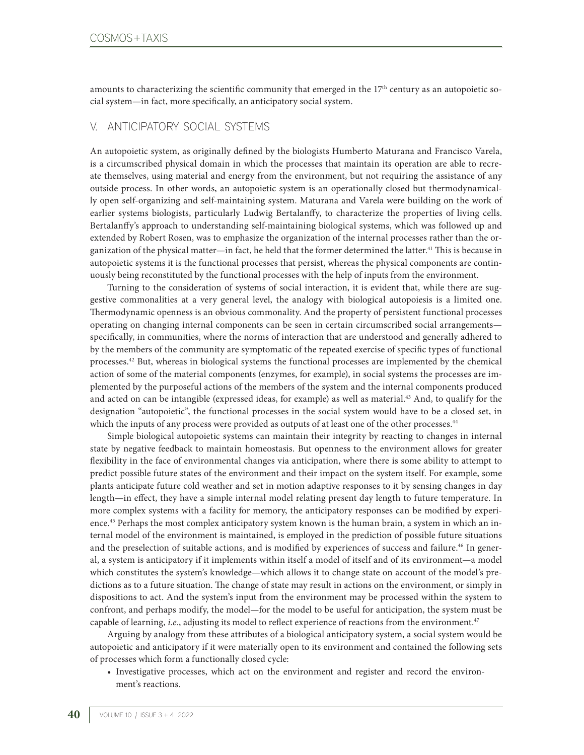amounts to characterizing the scientific community that emerged in the 17th century as an autopoietic social system—in fact, more specifically, an anticipatory social system.

## V. ANTICIPATORY SOCIAL SYSTEMS

An autopoietic system, as originally defined by the biologists Humberto Maturana and Francisco Varela, is a circumscribed physical domain in which the processes that maintain its operation are able to recreate themselves, using material and energy from the environment, but not requiring the assistance of any outside process. In other words, an autopoietic system is an operationally closed but thermodynamically open self-organizing and self-maintaining system. Maturana and Varela were building on the work of earlier systems biologists, particularly Ludwig Bertalanffy, to characterize the properties of living cells. Bertalanffy's approach to understanding self-maintaining biological systems, which was followed up and extended by Robert Rosen, was to emphasize the organization of the internal processes rather than the organization of the physical matter—in fact, he held that the former determined the latter.[41] This is because in autopoietic systems it is the functional processes that persist, whereas the physical components are continuously being reconstituted by the functional processes with the help of inputs from the environment.

Turning to the consideration of systems of social interaction, it is evident that, while there are suggestive commonalities at a very general level, the analogy with biological autopoiesis is a limited one. Thermodynamic openness is an obvious commonality. And the property of persistent functional processes operating on changing internal components can be seen in certain circumscribed social arrangements—specifically, in communities, where the norms of interaction that are understood and generally adhered to by the members of the community are symptomatic of the repeated exercise of specific types of functional processes.[42] But, whereas in biological systems the functional processes are implemented by the chemical action of some of the material components (enzymes, for example), in social systems the processes are implemented by the purposeful actions of the members of the system and the internal components produced and acted on can be intangible (expressed ideas, for example) as well as material.[43] And, to qualify for the designation "autopoietic", the functional processes in the social system would have to be a closed set, in which the inputs of any process were provided as outputs of at least one of the other processes.[44]

Simple biological autopoietic systems can maintain their integrity by reacting to changes in internal state by negative feedback to maintain homeostasis. But openness to the environment allows for greater flexibility in the face of environmental changes via anticipation, where there is some ability to attempt to predict possible future states of the environment and their impact on the system itself. For example, some plants anticipate future cold weather and set in motion adaptive responses to it by sensing changes in day length—in effect, they have a simple internal model relating present day length to future temperature. In more complex systems with a facility for memory, the anticipatory responses can be modified by experience.[45] Perhaps the most complex anticipatory system known is the human brain, a system in which an internal model of the environment is maintained, is employed in the prediction of possible future situations and the preselection of suitable actions, and is modified by experiences of success and failure.[46] In general, a system is anticipatory if it implements within itself a model of itself and of its environment—a model which constitutes the system's knowledge—which allows it to change state on account of the model's predictions as to a future situation. The change of state may result in actions on the environment, or simply in dispositions to act. And the system's input from the environment may be processed within the system to confront, and perhaps modify, the model—for the model to be useful for anticipation, the system must be capable of learning, *i.e.*, adjusting its model to reflect experience of reactions from the environment.[47]

Arguing by analogy from these attributes of a biological anticipatory system, a social system would be autopoietic and anticipatory if it were materially open to its environment and contained the following sets of processes which form a functionally closed cycle:

- Investigative processes, which act on the environment and register and record the environment's reactions.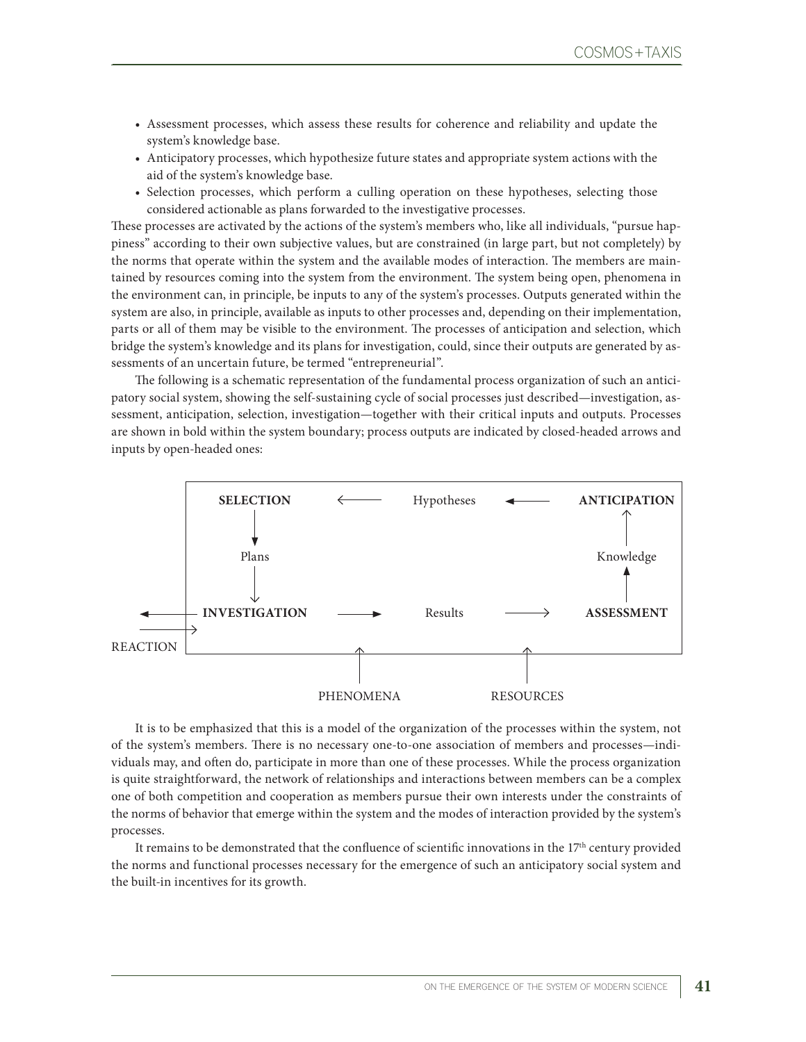- Assessment processes, which assess these results for coherence and reliability and update the system's knowledge base.
- Anticipatory processes, which hypothesize future states and appropriate system actions with the aid of the system's knowledge base.
- Selection processes, which perform a culling operation on these hypotheses, selecting those considered actionable as plans forwarded to the investigative processes.

These processes are activated by the actions of the system's members who, like all individuals, "pursue happiness" according to their own subjective values, but are constrained (in large part, but not completely) by the norms that operate within the system and the available modes of interaction. The members are maintained by resources coming into the system from the environment. The system being open, phenomena in the environment can, in principle, be inputs to any of the system's processes. Outputs generated within the system are also, in principle, available as inputs to other processes and, depending on their implementation, parts or all of them may be visible to the environment. The processes of anticipation and selection, which bridge the system's knowledge and its plans for investigation, could, since their outputs are generated by assessments of an uncertain future, be termed "entrepreneurial".

The following is a schematic representation of the fundamental process organization of such an anticipatory social system, showing the self-sustaining cycle of social processes just described—investigation, assessment, anticipation, selection, investigation—together with their critical inputs and outputs. Processes are shown in bold within the system boundary; process outputs are indicated by closed-headed arrows and inputs by open-headed ones:

```
           +-----------------------------------------------------------+
           |  SELECTION    <----    Hypotheses    <----   ANTICIPATION |
           |      |                                             ^      |
           |      v                                             |      |
           |    Plans                                       Knowledge  |
           |      |                                             ^      |
           |      v                                             |      |
   <-------|- INVESTIGATION  ---->   Results    ---->     ASSESSMENT   |
   ------->|                                                           |
REACTION   +-----------------------------------------------------------+
                            ^                   ^
                            |                   |
                        PHENOMENA           RESOURCES
```

It is to be emphasized that this is a model of the organization of the processes within the system, not of the system's members. There is no necessary one-to-one association of members and processes—individuals may, and often do, participate in more than one of these processes. While the process organization is quite straightforward, the network of relationships and interactions between members can be a complex one of both competition and cooperation as members pursue their own interests under the constraints of the norms of behavior that emerge within the system and the modes of interaction provided by the system's processes.

It remains to be demonstrated that the confluence of scientific innovations in the 17th century provided the norms and functional processes necessary for the emergence of such an anticipatory social system and the built-in incentives for its growth.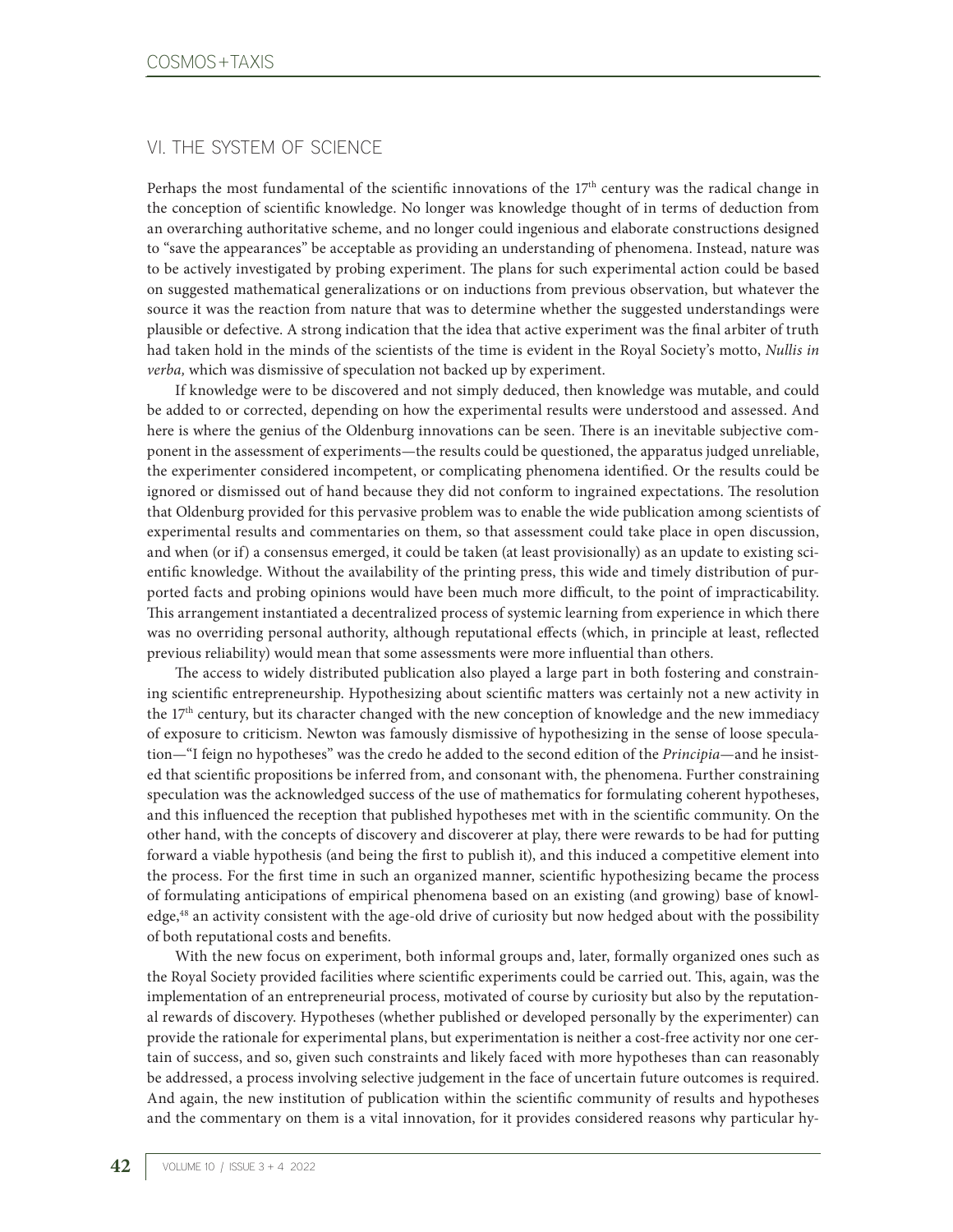## VI. THE SYSTEM OF SCIENCE

Perhaps the most fundamental of the scientific innovations of the 17th century was the radical change in the conception of scientific knowledge. No longer was knowledge thought of in terms of deduction from an overarching authoritative scheme, and no longer could ingenious and elaborate constructions designed to "save the appearances" be acceptable as providing an understanding of phenomena. Instead, nature was to be actively investigated by probing experiment. The plans for such experimental action could be based on suggested mathematical generalizations or on inductions from previous observation, but whatever the source it was the reaction from nature that was to determine whether the suggested understandings were plausible or defective. A strong indication that the idea that active experiment was the final arbiter of truth had taken hold in the minds of the scientists of the time is evident in the Royal Society's motto, *Nullis in verba,* which was dismissive of speculation not backed up by experiment.

If knowledge were to be discovered and not simply deduced, then knowledge was mutable, and could be added to or corrected, depending on how the experimental results were understood and assessed. And here is where the genius of the Oldenburg innovations can be seen. There is an inevitable subjective component in the assessment of experiments—the results could be questioned, the apparatus judged unreliable, the experimenter considered incompetent, or complicating phenomena identified. Or the results could be ignored or dismissed out of hand because they did not conform to ingrained expectations. The resolution that Oldenburg provided for this pervasive problem was to enable the wide publication among scientists of experimental results and commentaries on them, so that assessment could take place in open discussion, and when (or if) a consensus emerged, it could be taken (at least provisionally) as an update to existing scientific knowledge. Without the availability of the printing press, this wide and timely distribution of purported facts and probing opinions would have been much more difficult, to the point of impracticability. This arrangement instantiated a decentralized process of systemic learning from experience in which there was no overriding personal authority, although reputational effects (which, in principle at least, reflected previous reliability) would mean that some assessments were more influential than others.

The access to widely distributed publication also played a large part in both fostering and constraining scientific entrepreneurship. Hypothesizing about scientific matters was certainly not a new activity in the 17th century, but its character changed with the new conception of knowledge and the new immediacy of exposure to criticism. Newton was famously dismissive of hypothesizing in the sense of loose speculation—"I feign no hypotheses" was the credo he added to the second edition of the *Principia*—and he insisted that scientific propositions be inferred from, and consonant with, the phenomena. Further constraining speculation was the acknowledged success of the use of mathematics for formulating coherent hypotheses, and this influenced the reception that published hypotheses met with in the scientific community. On the other hand, with the concepts of discovery and discoverer at play, there were rewards to be had for putting forward a viable hypothesis (and being the first to publish it), and this induced a competitive element into the process. For the first time in such an organized manner, scientific hypothesizing became the process of formulating anticipations of empirical phenomena based on an existing (and growing) base of knowledge,[48] an activity consistent with the age-old drive of curiosity but now hedged about with the possibility of both reputational costs and benefits.

With the new focus on experiment, both informal groups and, later, formally organized ones such as the Royal Society provided facilities where scientific experiments could be carried out. This, again, was the implementation of an entrepreneurial process, motivated of course by curiosity but also by the reputational rewards of discovery. Hypotheses (whether published or developed personally by the experimenter) can provide the rationale for experimental plans, but experimentation is neither a cost-free activity nor one certain of success, and so, given such constraints and likely faced with more hypotheses than can reasonably be addressed, a process involving selective judgement in the face of uncertain future outcomes is required. And again, the new institution of publication within the scientific community of results and hypotheses and the commentary on them is a vital innovation, for it provides considered reasons why particular hy-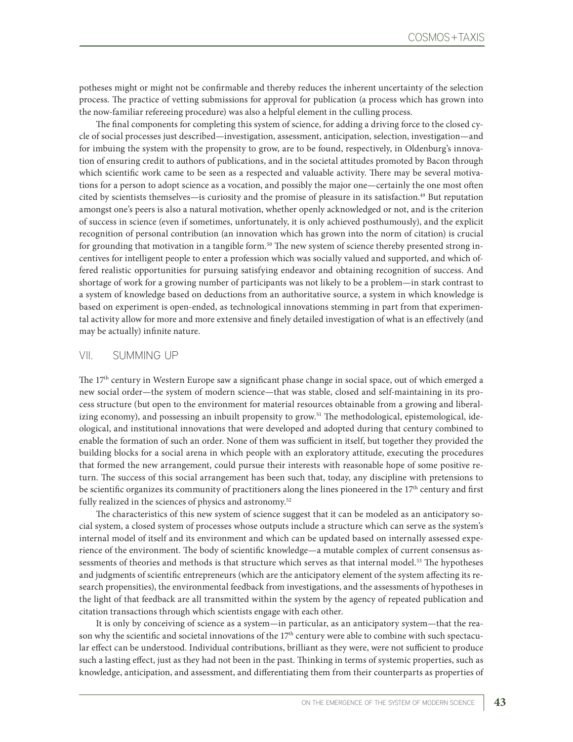potheses might or might not be confirmable and thereby reduces the inherent uncertainty of the selection process. The practice of vetting submissions for approval for publication (a process which has grown into the now-familiar refereeing procedure) was also a helpful element in the culling process.

The final components for completing this system of science, for adding a driving force to the closed cycle of social processes just described—investigation, assessment, anticipation, selection, investigation—and for imbuing the system with the propensity to grow, are to be found, respectively, in Oldenburg's innovation of ensuring credit to authors of publications, and in the societal attitudes promoted by Bacon through which scientific work came to be seen as a respected and valuable activity. There may be several motivations for a person to adopt science as a vocation, and possibly the major one—certainly the one most often cited by scientists themselves—is curiosity and the promise of pleasure in its satisfaction.[49] But reputation amongst one's peers is also a natural motivation, whether openly acknowledged or not, and is the criterion of success in science (even if sometimes, unfortunately, it is only achieved posthumously), and the explicit recognition of personal contribution (an innovation which has grown into the norm of citation) is crucial for grounding that motivation in a tangible form.[50] The new system of science thereby presented strong incentives for intelligent people to enter a profession which was socially valued and supported, and which offered realistic opportunities for pursuing satisfying endeavor and obtaining recognition of success. And shortage of work for a growing number of participants was not likely to be a problem—in stark contrast to a system of knowledge based on deductions from an authoritative source, a system in which knowledge is based on experiment is open-ended, as technological innovations stemming in part from that experimental activity allow for more and more extensive and finely detailed investigation of what is an effectively (and may be actually) infinite nature.

## VII. SUMMING UP

The 17th century in Western Europe saw a significant phase change in social space, out of which emerged a new social order—the system of modern science—that was stable, closed and self-maintaining in its process structure (but open to the environment for material resources obtainable from a growing and liberalizing economy), and possessing an inbuilt propensity to grow.[51] The methodological, epistemological, ideological, and institutional innovations that were developed and adopted during that century combined to enable the formation of such an order. None of them was sufficient in itself, but together they provided the building blocks for a social arena in which people with an exploratory attitude, executing the procedures that formed the new arrangement, could pursue their interests with reasonable hope of some positive return. The success of this social arrangement has been such that, today, any discipline with pretensions to be scientific organizes its community of practitioners along the lines pioneered in the 17th century and first fully realized in the sciences of physics and astronomy.[52]

The characteristics of this new system of science suggest that it can be modeled as an anticipatory social system, a closed system of processes whose outputs include a structure which can serve as the system's internal model of itself and its environment and which can be updated based on internally assessed experience of the environment. The body of scientific knowledge—a mutable complex of current consensus assessments of theories and methods is that structure which serves as that internal model.[53] The hypotheses and judgments of scientific entrepreneurs (which are the anticipatory element of the system affecting its research propensities), the environmental feedback from investigations, and the assessments of hypotheses in the light of that feedback are all transmitted within the system by the agency of repeated publication and citation transactions through which scientists engage with each other.

It is only by conceiving of science as a system—in particular, as an anticipatory system—that the reason why the scientific and societal innovations of the 17th century were able to combine with such spectacular effect can be understood. Individual contributions, brilliant as they were, were not sufficient to produce such a lasting effect, just as they had not been in the past. Thinking in terms of systemic properties, such as knowledge, anticipation, and assessment, and differentiating them from their counterparts as properties of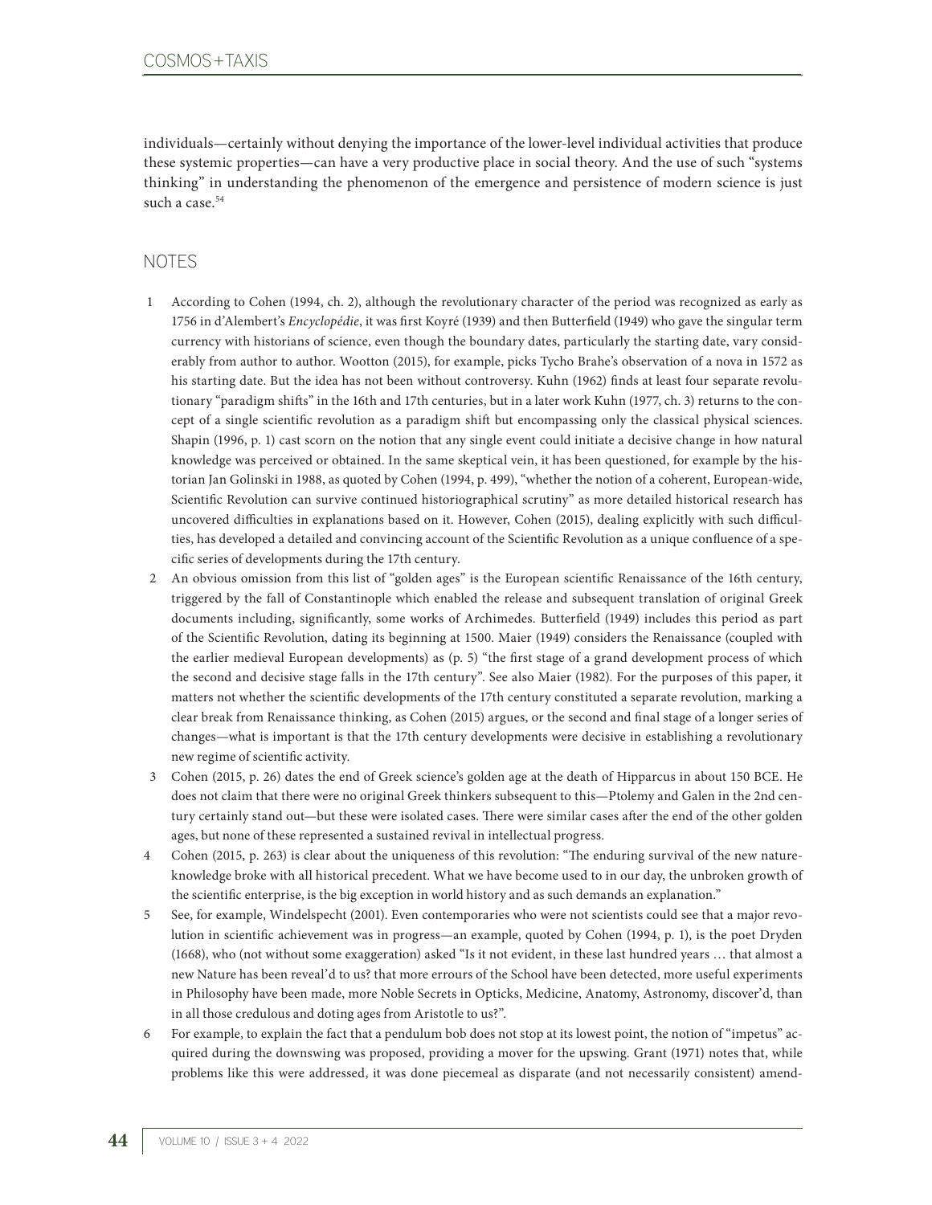individuals—certainly without denying the importance of the lower-level individual activities that produce these systemic properties—can have a very productive place in social theory. And the use of such "systems thinking" in understanding the phenomenon of the emergence and persistence of modern science is just such a case.[54]

## NOTES

1 According to Cohen (1994, ch. 2), although the revolutionary character of the period was recognized as early as 1756 in d'Alembert's *Encyclopédie*, it was first Koyré (1939) and then Butterfield (1949) who gave the singular term currency with historians of science, even though the boundary dates, particularly the starting date, vary considerably from author to author. Wootton (2015), for example, picks Tycho Brahe's observation of a nova in 1572 as his starting date. But the idea has not been without controversy. Kuhn (1962) finds at least four separate revolutionary "paradigm shifts" in the 16th and 17th centuries, but in a later work Kuhn (1977, ch. 3) returns to the concept of a single scientific revolution as a paradigm shift but encompassing only the classical physical sciences. Shapin (1996, p. 1) cast scorn on the notion that any single event could initiate a decisive change in how natural knowledge was perceived or obtained. In the same skeptical vein, it has been questioned, for example by the historian Jan Golinski in 1988, as quoted by Cohen (1994, p. 499), "whether the notion of a coherent, European-wide, Scientific Revolution can survive continued historiographical scrutiny" as more detailed historical research has uncovered difficulties in explanations based on it. However, Cohen (2015), dealing explicitly with such difficulties, has developed a detailed and convincing account of the Scientific Revolution as a unique confluence of a specific series of developments during the 17th century.

2 An obvious omission from this list of "golden ages" is the European scientific Renaissance of the 16th century, triggered by the fall of Constantinople which enabled the release and subsequent translation of original Greek documents including, significantly, some works of Archimedes. Butterfield (1949) includes this period as part of the Scientific Revolution, dating its beginning at 1500. Maier (1949) considers the Renaissance (coupled with the earlier medieval European developments) as (p. 5) "the first stage of a grand development process of which the second and decisive stage falls in the 17th century". See also Maier (1982). For the purposes of this paper, it matters not whether the scientific developments of the 17th century constituted a separate revolution, marking a clear break from Renaissance thinking, as Cohen (2015) argues, or the second and final stage of a longer series of changes—what is important is that the 17th century developments were decisive in establishing a revolutionary new regime of scientific activity.

3 Cohen (2015, p. 26) dates the end of Greek science's golden age at the death of Hipparcus in about 150 BCE. He does not claim that there were no original Greek thinkers subsequent to this—Ptolemy and Galen in the 2nd century certainly stand out—but these were isolated cases. There were similar cases after the end of the other golden ages, but none of these represented a sustained revival in intellectual progress.

4 Cohen (2015, p. 263) is clear about the uniqueness of this revolution: "The enduring survival of the new nature-knowledge broke with all historical precedent. What we have become used to in our day, the unbroken growth of the scientific enterprise, is the big exception in world history and as such demands an explanation."

5 See, for example, Windelspecht (2001). Even contemporaries who were not scientists could see that a major revolution in scientific achievement was in progress—an example, quoted by Cohen (1994, p. 1), is the poet Dryden (1668), who (not without some exaggeration) asked "Is it not evident, in these last hundred years … that almost a new Nature has been reveal'd to us? that more errours of the School have been detected, more useful experiments in Philosophy have been made, more Noble Secrets in Opticks, Medicine, Anatomy, Astronomy, discover'd, than in all those credulous and doting ages from Aristotle to us?".

6 For example, to explain the fact that a pendulum bob does not stop at its lowest point, the notion of "impetus" acquired during the downswing was proposed, providing a mover for the upswing. Grant (1971) notes that, while problems like this were addressed, it was done piecemeal as disparate (and not necessarily consistent) amend-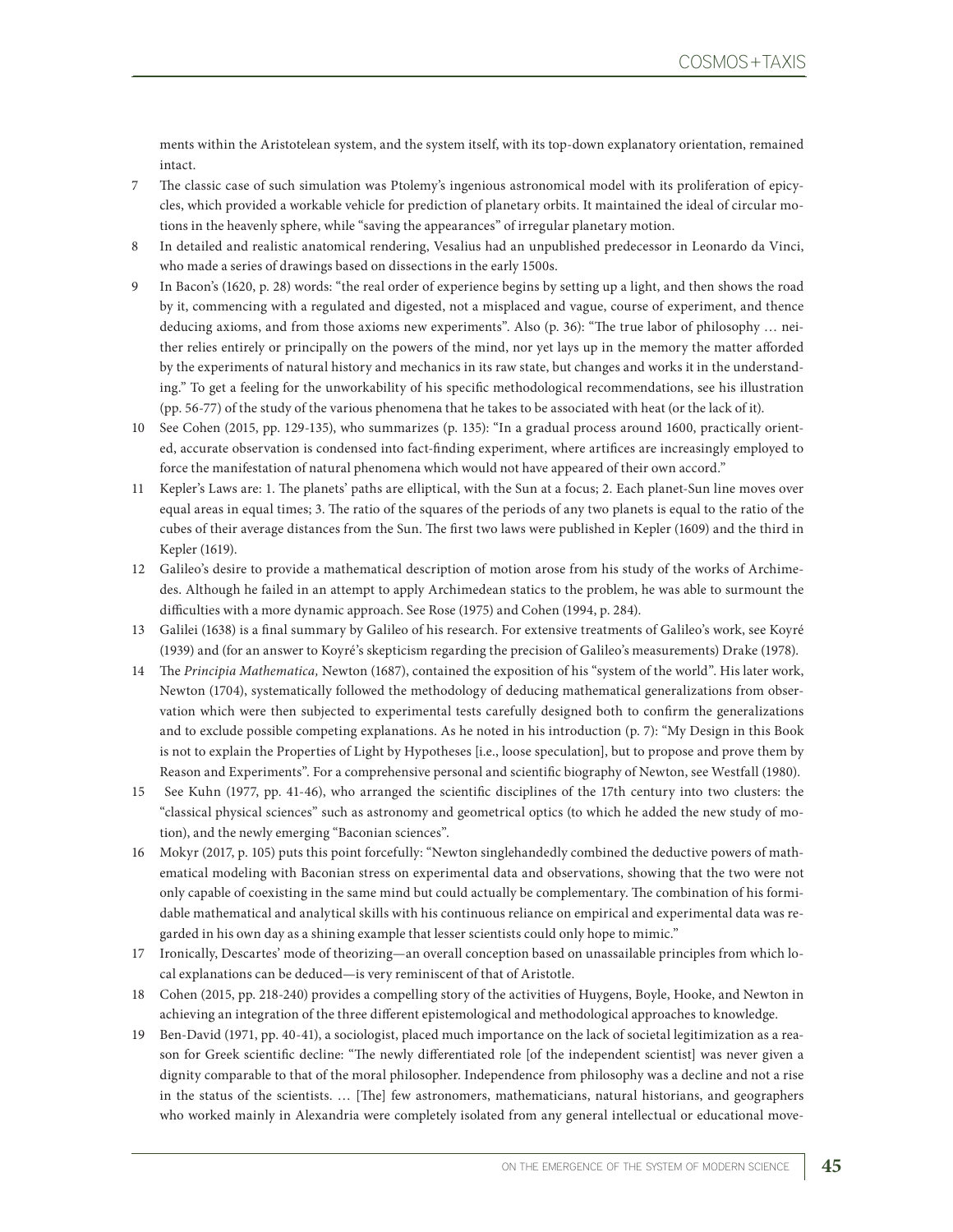ments within the Aristotelean system, and the system itself, with its top-down explanatory orientation, remained intact.

7 The classic case of such simulation was Ptolemy's ingenious astronomical model with its proliferation of epicycles, which provided a workable vehicle for prediction of planetary orbits. It maintained the ideal of circular motions in the heavenly sphere, while "saving the appearances" of irregular planetary motion.

8 In detailed and realistic anatomical rendering, Vesalius had an unpublished predecessor in Leonardo da Vinci, who made a series of drawings based on dissections in the early 1500s.

9 In Bacon's (1620, p. 28) words: "the real order of experience begins by setting up a light, and then shows the road by it, commencing with a regulated and digested, not a misplaced and vague, course of experiment, and thence deducing axioms, and from those axioms new experiments". Also (p. 36): "The true labor of philosophy … neither relies entirely or principally on the powers of the mind, nor yet lays up in the memory the matter afforded by the experiments of natural history and mechanics in its raw state, but changes and works it in the understanding." To get a feeling for the unworkability of his specific methodological recommendations, see his illustration (pp. 56-77) of the study of the various phenomena that he takes to be associated with heat (or the lack of it).

10 See Cohen (2015, pp. 129-135), who summarizes (p. 135): "In a gradual process around 1600, practically oriented, accurate observation is condensed into fact-finding experiment, where artifices are increasingly employed to force the manifestation of natural phenomena which would not have appeared of their own accord."

11 Kepler's Laws are: 1. The planets' paths are elliptical, with the Sun at a focus; 2. Each planet-Sun line moves over equal areas in equal times; 3. The ratio of the squares of the periods of any two planets is equal to the ratio of the cubes of their average distances from the Sun. The first two laws were published in Kepler (1609) and the third in Kepler (1619).

12 Galileo's desire to provide a mathematical description of motion arose from his study of the works of Archimedes. Although he failed in an attempt to apply Archimedean statics to the problem, he was able to surmount the difficulties with a more dynamic approach. See Rose (1975) and Cohen (1994, p. 284).

13 Galilei (1638) is a final summary by Galileo of his research. For extensive treatments of Galileo's work, see Koyré (1939) and (for an answer to Koyré's skepticism regarding the precision of Galileo's measurements) Drake (1978).

14 The *Principia Mathematica,* Newton (1687), contained the exposition of his "system of the world". His later work, Newton (1704), systematically followed the methodology of deducing mathematical generalizations from observation which were then subjected to experimental tests carefully designed both to confirm the generalizations and to exclude possible competing explanations. As he noted in his introduction (p. 7): "My Design in this Book is not to explain the Properties of Light by Hypotheses [i.e., loose speculation], but to propose and prove them by Reason and Experiments". For a comprehensive personal and scientific biography of Newton, see Westfall (1980).

15 See Kuhn (1977, pp. 41-46), who arranged the scientific disciplines of the 17th century into two clusters: the "classical physical sciences" such as astronomy and geometrical optics (to which he added the new study of motion), and the newly emerging "Baconian sciences".

16 Mokyr (2017, p. 105) puts this point forcefully: "Newton singlehandedly combined the deductive powers of mathematical modeling with Baconian stress on experimental data and observations, showing that the two were not only capable of coexisting in the same mind but could actually be complementary. The combination of his formidable mathematical and analytical skills with his continuous reliance on empirical and experimental data was regarded in his own day as a shining example that lesser scientists could only hope to mimic."

17 Ironically, Descartes' mode of theorizing—an overall conception based on unassailable principles from which local explanations can be deduced—is very reminiscent of that of Aristotle.

18 Cohen (2015, pp. 218-240) provides a compelling story of the activities of Huygens, Boyle, Hooke, and Newton in achieving an integration of the three different epistemological and methodological approaches to knowledge.

19 Ben-David (1971, pp. 40-41), a sociologist, placed much importance on the lack of societal legitimization as a reason for Greek scientific decline: "The newly differentiated role [of the independent scientist] was never given a dignity comparable to that of the moral philosopher. Independence from philosophy was a decline and not a rise in the status of the scientists. … [The] few astronomers, mathematicians, natural historians, and geographers who worked mainly in Alexandria were completely isolated from any general intellectual or educational move-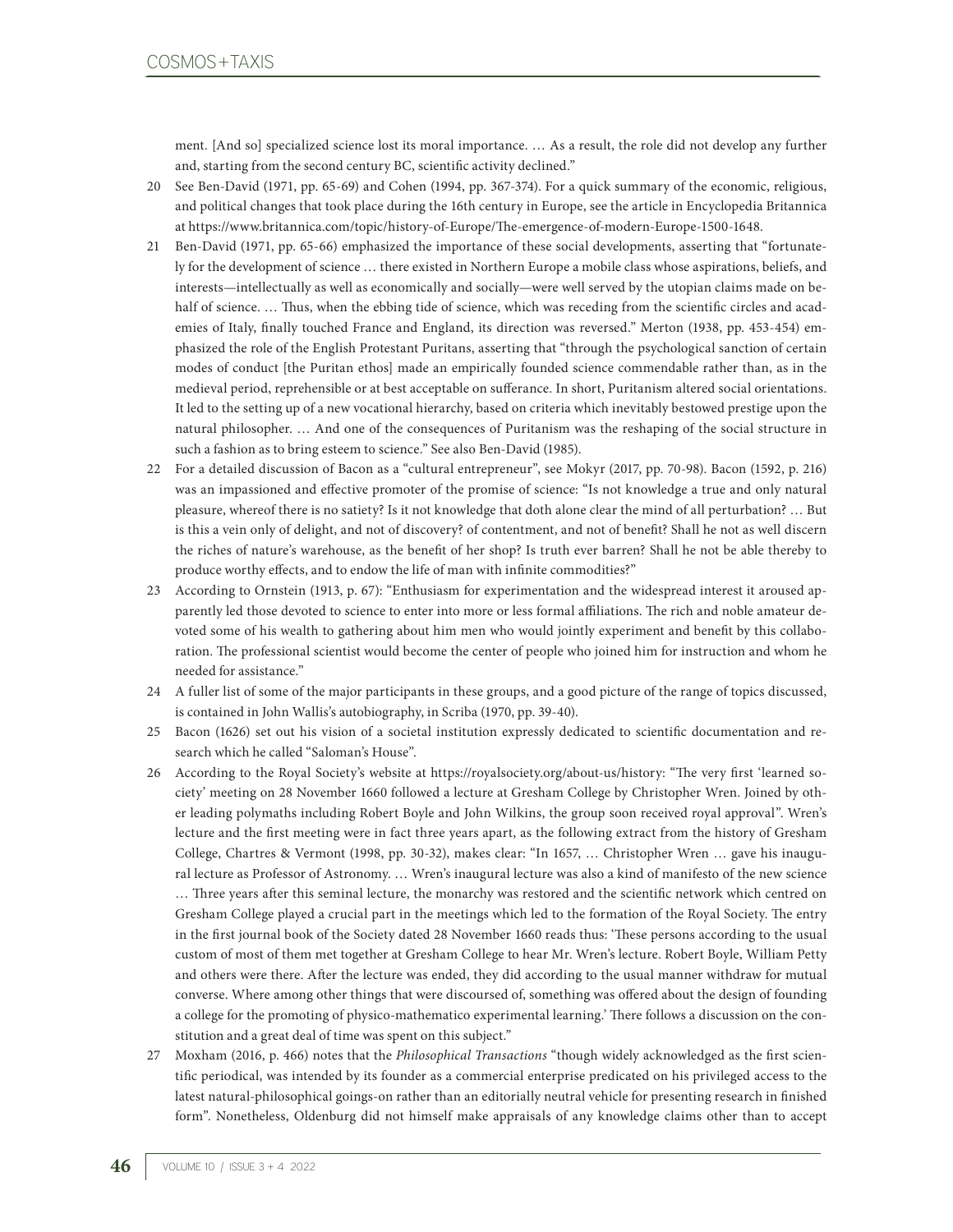ment. [And so] specialized science lost its moral importance. … As a result, the role did not develop any further and, starting from the second century BC, scientific activity declined."

20 See Ben-David (1971, pp. 65-69) and Cohen (1994, pp. 367-374). For a quick summary of the economic, religious, and political changes that took place during the 16th century in Europe, see the article in Encyclopedia Britannica at https://www.britannica.com/topic/history-of-Europe/The-emergence-of-modern-Europe-1500-1648.

21 Ben-David (1971, pp. 65-66) emphasized the importance of these social developments, asserting that "fortunately for the development of science … there existed in Northern Europe a mobile class whose aspirations, beliefs, and interests—intellectually as well as economically and socially—were well served by the utopian claims made on behalf of science. … Thus, when the ebbing tide of science, which was receding from the scientific circles and academies of Italy, finally touched France and England, its direction was reversed." Merton (1938, pp. 453-454) emphasized the role of the English Protestant Puritans, asserting that "through the psychological sanction of certain modes of conduct [the Puritan ethos] made an empirically founded science commendable rather than, as in the medieval period, reprehensible or at best acceptable on sufferance. In short, Puritanism altered social orientations. It led to the setting up of a new vocational hierarchy, based on criteria which inevitably bestowed prestige upon the natural philosopher. … And one of the consequences of Puritanism was the reshaping of the social structure in such a fashion as to bring esteem to science." See also Ben-David (1985).

22 For a detailed discussion of Bacon as a "cultural entrepreneur", see Mokyr (2017, pp. 70-98). Bacon (1592, p. 216) was an impassioned and effective promoter of the promise of science: "Is not knowledge a true and only natural pleasure, whereof there is no satiety? Is it not knowledge that doth alone clear the mind of all perturbation? … But is this a vein only of delight, and not of discovery? of contentment, and not of benefit? Shall he not as well discern the riches of nature's warehouse, as the benefit of her shop? Is truth ever barren? Shall he not be able thereby to produce worthy effects, and to endow the life of man with infinite commodities?"

23 According to Ornstein (1913, p. 67): "Enthusiasm for experimentation and the widespread interest it aroused apparently led those devoted to science to enter into more or less formal affiliations. The rich and noble amateur devoted some of his wealth to gathering about him men who would jointly experiment and benefit by this collaboration. The professional scientist would become the center of people who joined him for instruction and whom he needed for assistance."

24 A fuller list of some of the major participants in these groups, and a good picture of the range of topics discussed, is contained in John Wallis's autobiography, in Scriba (1970, pp. 39-40).

25 Bacon (1626) set out his vision of a societal institution expressly dedicated to scientific documentation and research which he called "Saloman's House".

26 According to the Royal Society's website at https://royalsociety.org/about-us/history: "The very first 'learned society' meeting on 28 November 1660 followed a lecture at Gresham College by Christopher Wren. Joined by other leading polymaths including Robert Boyle and John Wilkins, the group soon received royal approval". Wren's lecture and the first meeting were in fact three years apart, as the following extract from the history of Gresham College, Chartres & Vermont (1998, pp. 30-32), makes clear: "In 1657, … Christopher Wren … gave his inaugural lecture as Professor of Astronomy. … Wren's inaugural lecture was also a kind of manifesto of the new science … Three years after this seminal lecture, the monarchy was restored and the scientific network which centred on Gresham College played a crucial part in the meetings which led to the formation of the Royal Society. The entry in the first journal book of the Society dated 28 November 1660 reads thus: 'These persons according to the usual custom of most of them met together at Gresham College to hear Mr. Wren's lecture. Robert Boyle, William Petty and others were there. After the lecture was ended, they did according to the usual manner withdraw for mutual converse. Where among other things that were discoursed of, something was offered about the design of founding a college for the promoting of physico-mathematico experimental learning.' There follows a discussion on the constitution and a great deal of time was spent on this subject."

27 Moxham (2016, p. 466) notes that the *Philosophical Transactions* "though widely acknowledged as the first scientific periodical, was intended by its founder as a commercial enterprise predicated on his privileged access to the latest natural-philosophical goings-on rather than an editorially neutral vehicle for presenting research in finished form". Nonetheless, Oldenburg did not himself make appraisals of any knowledge claims other than to accept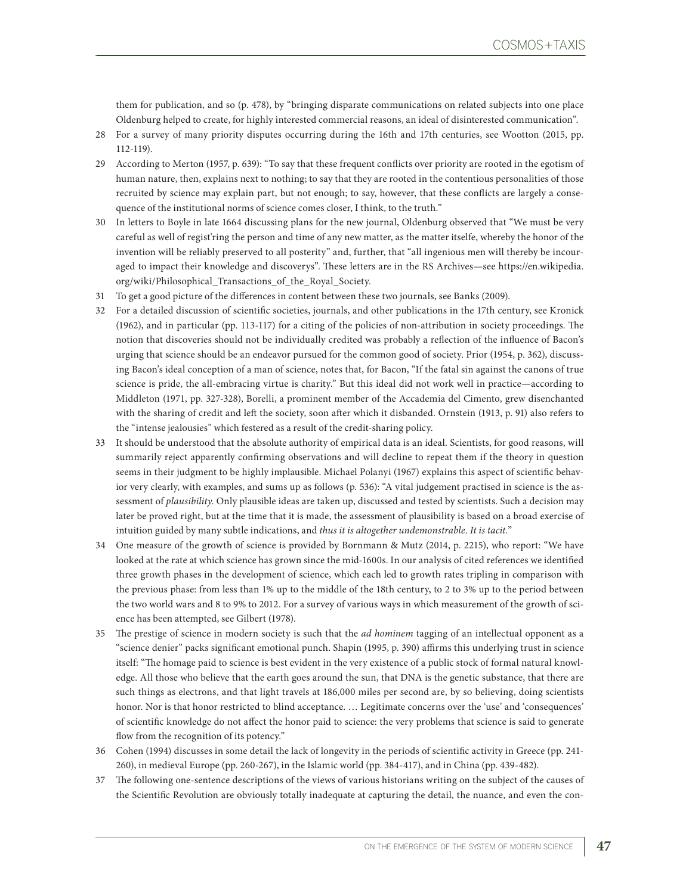them for publication, and so (p. 478), by "bringing disparate communications on related subjects into one place Oldenburg helped to create, for highly interested commercial reasons, an ideal of disinterested communication".

28 For a survey of many priority disputes occurring during the 16th and 17th centuries, see Wootton (2015, pp. 112-119).

29 According to Merton (1957, p. 639): "To say that these frequent conflicts over priority are rooted in the egotism of human nature, then, explains next to nothing; to say that they are rooted in the contentious personalities of those recruited by science may explain part, but not enough; to say, however, that these conflicts are largely a consequence of the institutional norms of science comes closer, I think, to the truth."

30 In letters to Boyle in late 1664 discussing plans for the new journal, Oldenburg observed that "We must be very careful as well of regist'ring the person and time of any new matter, as the matter itselfe, whereby the honor of the invention will be reliably preserved to all posterity" and, further, that "all ingenious men will thereby be incouraged to impact their knowledge and discoverys". These letters are in the RS Archives—see https://en.wikipedia.org/wiki/Philosophical_Transactions_of_the_Royal_Society.

31 To get a good picture of the differences in content between these two journals, see Banks (2009).

32 For a detailed discussion of scientific societies, journals, and other publications in the 17th century, see Kronick (1962), and in particular (pp. 113-117) for a citing of the policies of non-attribution in society proceedings. The notion that discoveries should not be individually credited was probably a reflection of the influence of Bacon's urging that science should be an endeavor pursued for the common good of society. Prior (1954, p. 362), discussing Bacon's ideal conception of a man of science, notes that, for Bacon, "If the fatal sin against the canons of true science is pride, the all-embracing virtue is charity." But this ideal did not work well in practice—according to Middleton (1971, pp. 327-328), Borelli, a prominent member of the Accademia del Cimento, grew disenchanted with the sharing of credit and left the society, soon after which it disbanded. Ornstein (1913, p. 91) also refers to the "intense jealousies" which festered as a result of the credit-sharing policy.

33 It should be understood that the absolute authority of empirical data is an ideal. Scientists, for good reasons, will summarily reject apparently confirming observations and will decline to repeat them if the theory in question seems in their judgment to be highly implausible. Michael Polanyi (1967) explains this aspect of scientific behavior very clearly, with examples, and sums up as follows (p. 536): "A vital judgement practised in science is the assessment of *plausibility*. Only plausible ideas are taken up, discussed and tested by scientists. Such a decision may later be proved right, but at the time that it is made, the assessment of plausibility is based on a broad exercise of intuition guided by many subtle indications, and *thus it is altogether undemonstrable. It is tacit*."

34 One measure of the growth of science is provided by Bornmann & Mutz (2014, p. 2215), who report: "We have looked at the rate at which science has grown since the mid-1600s. In our analysis of cited references we identified three growth phases in the development of science, which each led to growth rates tripling in comparison with the previous phase: from less than 1% up to the middle of the 18th century, to 2 to 3% up to the period between the two world wars and 8 to 9% to 2012. For a survey of various ways in which measurement of the growth of science has been attempted, see Gilbert (1978).

35 The prestige of science in modern society is such that the *ad hominem* tagging of an intellectual opponent as a "science denier" packs significant emotional punch. Shapin (1995, p. 390) affirms this underlying trust in science itself: "The homage paid to science is best evident in the very existence of a public stock of formal natural knowledge. All those who believe that the earth goes around the sun, that DNA is the genetic substance, that there are such things as electrons, and that light travels at 186,000 miles per second are, by so believing, doing scientists honor. Nor is that honor restricted to blind acceptance. … Legitimate concerns over the 'use' and 'consequences' of scientific knowledge do not affect the honor paid to science: the very problems that science is said to generate flow from the recognition of its potency."

36 Cohen (1994) discusses in some detail the lack of longevity in the periods of scientific activity in Greece (pp. 241-260), in medieval Europe (pp. 260-267), in the Islamic world (pp. 384-417), and in China (pp. 439-482).

37 The following one-sentence descriptions of the views of various historians writing on the subject of the causes of the Scientific Revolution are obviously totally inadequate at capturing the detail, the nuance, and even the con-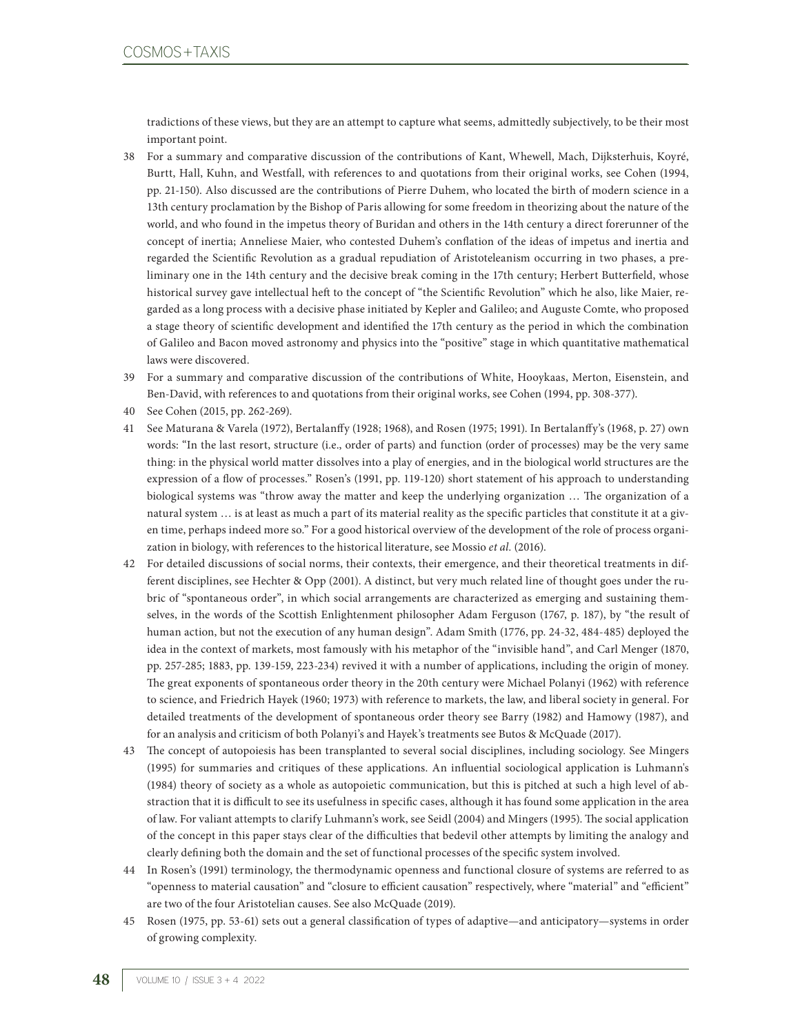traditions of these views, but they are an attempt to capture what seems, admittedly subjectively, to be their most important point.

38 For a summary and comparative discussion of the contributions of Kant, Whewell, Mach, Dijksterhuis, Koyré, Burtt, Hall, Kuhn, and Westfall, with references to and quotations from their original works, see Cohen (1994, pp. 21-150). Also discussed are the contributions of Pierre Duhem, who located the birth of modern science in a 13th century proclamation by the Bishop of Paris allowing for some freedom in theorizing about the nature of the world, and who found in the impetus theory of Buridan and others in the 14th century a direct forerunner of the concept of inertia; Anneliese Maier, who contested Duhem's conflation of the ideas of impetus and inertia and regarded the Scientific Revolution as a gradual repudiation of Aristoteleanism occurring in two phases, a preliminary one in the 14th century and the decisive break coming in the 17th century; Herbert Butterfield, whose historical survey gave intellectual heft to the concept of "the Scientific Revolution" which he also, like Maier, regarded as a long process with a decisive phase initiated by Kepler and Galileo; and Auguste Comte, who proposed a stage theory of scientific development and identified the 17th century as the period in which the combination of Galileo and Bacon moved astronomy and physics into the "positive" stage in which quantitative mathematical laws were discovered.

39 For a summary and comparative discussion of the contributions of White, Hooykaas, Merton, Eisenstein, and Ben-David, with references to and quotations from their original works, see Cohen (1994, pp. 308-377).

40 See Cohen (2015, pp. 262-269).

41 See Maturana & Varela (1972), Bertalanffy (1928; 1968), and Rosen (1975; 1991). In Bertalanffy's (1968, p. 27) own words: "In the last resort, structure (i.e., order of parts) and function (order of processes) may be the very same thing: in the physical world matter dissolves into a play of energies, and in the biological world structures are the expression of a flow of processes." Rosen's (1991, pp. 119-120) short statement of his approach to understanding biological systems was "throw away the matter and keep the underlying organization … The organization of a natural system … is at least as much a part of its material reality as the specific particles that constitute it at a given time, perhaps indeed more so." For a good historical overview of the development of the role of process organization in biology, with references to the historical literature, see Mossio *et al.* (2016).

42 For detailed discussions of social norms, their contexts, their emergence, and their theoretical treatments in different disciplines, see Hechter & Opp (2001). A distinct, but very much related line of thought goes under the rubric of "spontaneous order", in which social arrangements are characterized as emerging and sustaining themselves, in the words of the Scottish Enlightenment philosopher Adam Ferguson (1767, p. 187), by "the result of human action, but not the execution of any human design". Adam Smith (1776, pp. 24-32, 484-485) deployed the idea in the context of markets, most famously with his metaphor of the "invisible hand", and Carl Menger (1870, pp. 257-285; 1883, pp. 139-159, 223-234) revived it with a number of applications, including the origin of money. The great exponents of spontaneous order theory in the 20th century were Michael Polanyi (1962) with reference to science, and Friedrich Hayek (1960; 1973) with reference to markets, the law, and liberal society in general. For detailed treatments of the development of spontaneous order theory see Barry (1982) and Hamowy (1987), and for an analysis and criticism of both Polanyi's and Hayek's treatments see Butos & McQuade (2017).

43 The concept of autopoiesis has been transplanted to several social disciplines, including sociology. See Mingers (1995) for summaries and critiques of these applications. An influential sociological application is Luhmann's (1984) theory of society as a whole as autopoietic communication, but this is pitched at such a high level of abstraction that it is difficult to see its usefulness in specific cases, although it has found some application in the area of law. For valiant attempts to clarify Luhmann's work, see Seidl (2004) and Mingers (1995). The social application of the concept in this paper stays clear of the difficulties that bedevil other attempts by limiting the analogy and clearly defining both the domain and the set of functional processes of the specific system involved.

44 In Rosen's (1991) terminology, the thermodynamic openness and functional closure of systems are referred to as "openness to material causation" and "closure to efficient causation" respectively, where "material" and "efficient" are two of the four Aristotelian causes. See also McQuade (2019).

45 Rosen (1975, pp. 53-61) sets out a general classification of types of adaptive—and anticipatory—systems in order of growing complexity.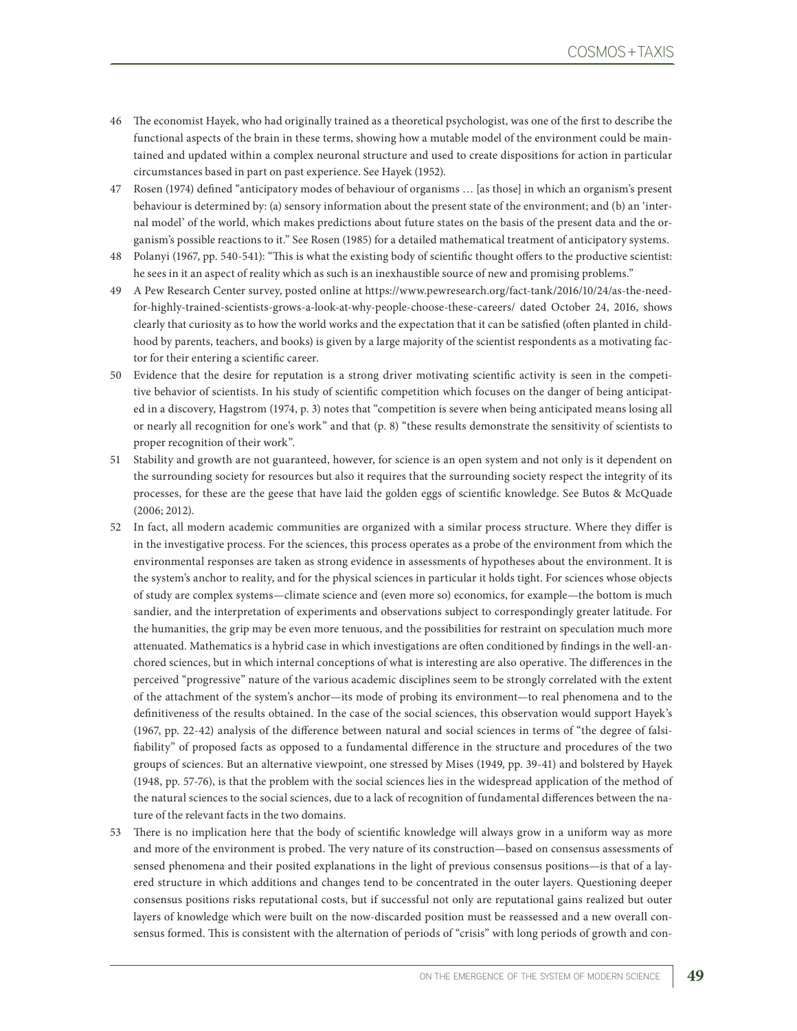46 The economist Hayek, who had originally trained as a theoretical psychologist, was one of the first to describe the functional aspects of the brain in these terms, showing how a mutable model of the environment could be maintained and updated within a complex neuronal structure and used to create dispositions for action in particular circumstances based in part on past experience. See Hayek (1952).

47 Rosen (1974) defined "anticipatory modes of behaviour of organisms … [as those] in which an organism's present behaviour is determined by: (a) sensory information about the present state of the environment; and (b) an 'internal model' of the world, which makes predictions about future states on the basis of the present data and the organism's possible reactions to it." See Rosen (1985) for a detailed mathematical treatment of anticipatory systems.

48 Polanyi (1967, pp. 540-541): "This is what the existing body of scientific thought offers to the productive scientist: he sees in it an aspect of reality which as such is an inexhaustible source of new and promising problems."

49 A Pew Research Center survey, posted online at https://www.pewresearch.org/fact-tank/2016/10/24/as-the-need-for-highly-trained-scientists-grows-a-look-at-why-people-choose-these-careers/ dated October 24, 2016, shows clearly that curiosity as to how the world works and the expectation that it can be satisfied (often planted in childhood by parents, teachers, and books) is given by a large majority of the scientist respondents as a motivating factor for their entering a scientific career.

50 Evidence that the desire for reputation is a strong driver motivating scientific activity is seen in the competitive behavior of scientists. In his study of scientific competition which focuses on the danger of being anticipated in a discovery, Hagstrom (1974, p. 3) notes that "competition is severe when being anticipated means losing all or nearly all recognition for one's work" and that (p. 8) "these results demonstrate the sensitivity of scientists to proper recognition of their work".

51 Stability and growth are not guaranteed, however, for science is an open system and not only is it dependent on the surrounding society for resources but also it requires that the surrounding society respect the integrity of its processes, for these are the geese that have laid the golden eggs of scientific knowledge. See Butos & McQuade (2006; 2012).

52 In fact, all modern academic communities are organized with a similar process structure. Where they differ is in the investigative process. For the sciences, this process operates as a probe of the environment from which the environmental responses are taken as strong evidence in assessments of hypotheses about the environment. It is the system's anchor to reality, and for the physical sciences in particular it holds tight. For sciences whose objects of study are complex systems—climate science and (even more so) economics, for example—the bottom is much sandier, and the interpretation of experiments and observations subject to correspondingly greater latitude. For the humanities, the grip may be even more tenuous, and the possibilities for restraint on speculation much more attenuated. Mathematics is a hybrid case in which investigations are often conditioned by findings in the well-anchored sciences, but in which internal conceptions of what is interesting are also operative. The differences in the perceived "progressive" nature of the various academic disciplines seem to be strongly correlated with the extent of the attachment of the system's anchor—its mode of probing its environment—to real phenomena and to the definitiveness of the results obtained. In the case of the social sciences, this observation would support Hayek's (1967, pp. 22-42) analysis of the difference between natural and social sciences in terms of "the degree of falsifiability" of proposed facts as opposed to a fundamental difference in the structure and procedures of the two groups of sciences. But an alternative viewpoint, one stressed by Mises (1949, pp. 39-41) and bolstered by Hayek (1948, pp. 57-76), is that the problem with the social sciences lies in the widespread application of the method of the natural sciences to the social sciences, due to a lack of recognition of fundamental differences between the nature of the relevant facts in the two domains.

53 There is no implication here that the body of scientific knowledge will always grow in a uniform way as more and more of the environment is probed. The very nature of its construction—based on consensus assessments of sensed phenomena and their posited explanations in the light of previous consensus positions—is that of a layered structure in which additions and changes tend to be concentrated in the outer layers. Questioning deeper consensus positions risks reputational costs, but if successful not only are reputational gains realized but outer layers of knowledge which were built on the now-discarded position must be reassessed and a new overall consensus formed. This is consistent with the alternation of periods of "crisis" with long periods of growth and con-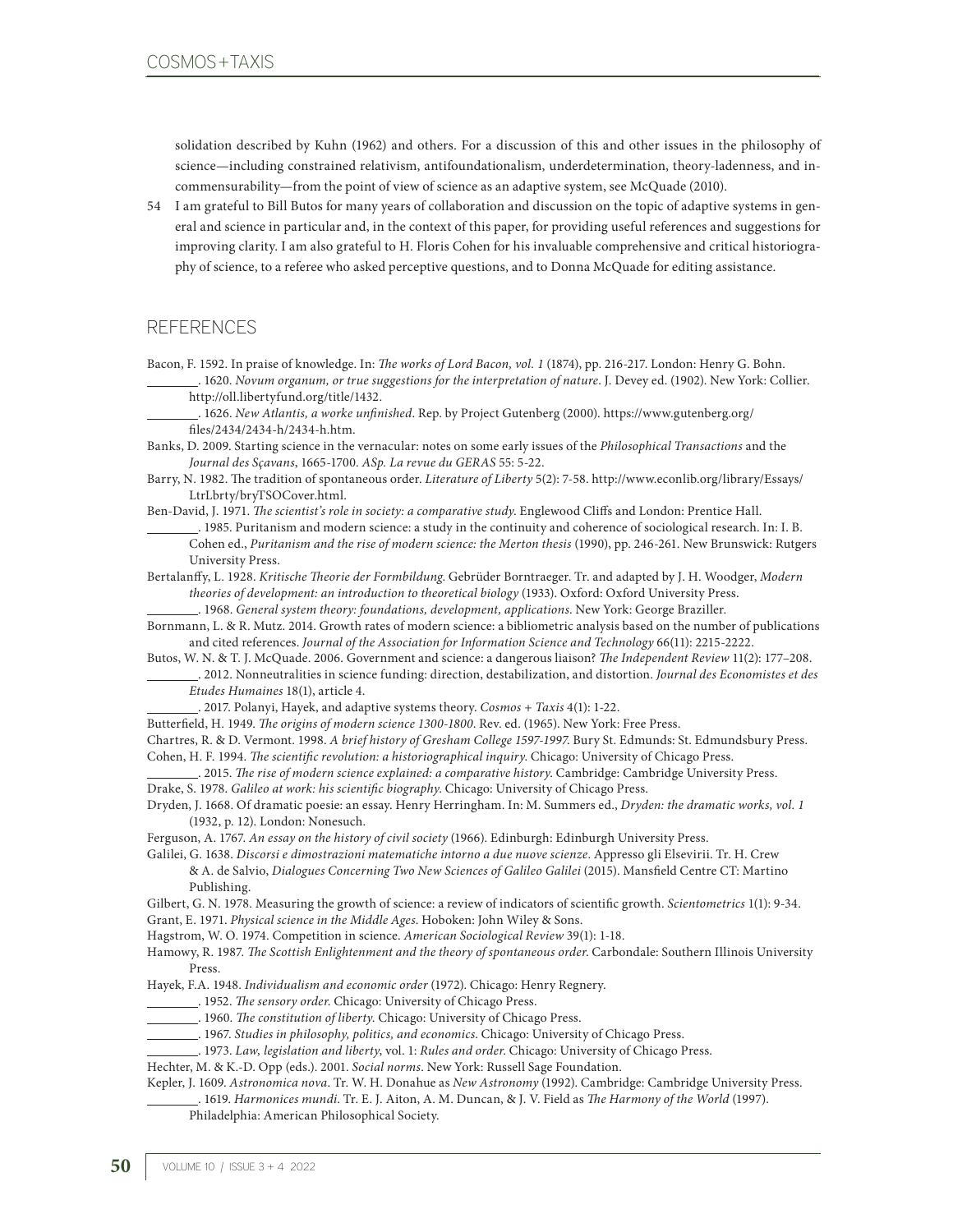solidation described by Kuhn (1962) and others. For a discussion of this and other issues in the philosophy of science—including constrained relativism, antifoundationalism, underdetermination, theory-ladenness, and incommensurability—from the point of view of science as an adaptive system, see McQuade (2010).

54 I am grateful to Bill Butos for many years of collaboration and discussion on the topic of adaptive systems in general and science in particular and, in the context of this paper, for providing useful references and suggestions for improving clarity. I am also grateful to H. Floris Cohen for his invaluable comprehensive and critical historiography of science, to a referee who asked perceptive questions, and to Donna McQuade for editing assistance.

## REFERENCES

Bacon, F. 1592. In praise of knowledge. In: *The works of Lord Bacon, vol. 1* (1874), pp. 216-217. London: Henry G. Bohn.

________. 1620. *Novum organum, or true suggestions for the interpretation of nature*. J. Devey ed. (1902). New York: Collier. http://oll.libertyfund.org/title/1432.

________. 1626. *New Atlantis, a worke unfinished*. Rep. by Project Gutenberg (2000). https://www.gutenberg.org/files/2434/2434-h/2434-h.htm.

Banks, D. 2009. Starting science in the vernacular: notes on some early issues of the *Philosophical Transactions* and the *Journal des Sçavans*, 1665-1700. *ASp. La revue du GERAS* 55: 5-22.

Barry, N. 1982. The tradition of spontaneous order. *Literature of Liberty* 5(2): 7-58. http://www.econlib.org/library/Essays/LtrLbrty/bryTSOCover.html.

Ben-David, J. 1971. *The scientist's role in society: a comparative study*. Englewood Cliffs and London: Prentice Hall.

________. 1985. Puritanism and modern science: a study in the continuity and coherence of sociological research. In: I. B. Cohen ed., *Puritanism and the rise of modern science: the Merton thesis* (1990), pp. 246-261. New Brunswick: Rutgers University Press.

Bertalanffy, L. 1928. *Kritische Theorie der Formbildung*. Gebrüder Borntraeger. Tr. and adapted by J. H. Woodger, *Modern theories of development: an introduction to theoretical biology* (1933). Oxford: Oxford University Press.

________. 1968. *General system theory: foundations, development, applications*. New York: George Braziller.

Bornmann, L. & R. Mutz. 2014. Growth rates of modern science: a bibliometric analysis based on the number of publications and cited references. *Journal of the Association for Information Science and Technology* 66(11): 2215-2222.

Butos, W. N. & T. J. McQuade. 2006. Government and science: a dangerous liaison? *The Independent Review* 11(2): 177–208.

________. 2012. Nonneutralities in science funding: direction, destabilization, and distortion. *Journal des Economistes et des Etudes Humaines* 18(1), article 4.

________. 2017. Polanyi, Hayek, and adaptive systems theory. *Cosmos + Taxis* 4(1): 1-22.

Butterfield, H. 1949. *The origins of modern science 1300-1800*. Rev. ed. (1965). New York: Free Press.

Chartres, R. & D. Vermont. 1998. *A brief history of Gresham College 1597-1997*. Bury St. Edmunds: St. Edmundsbury Press.

Cohen, H. F. 1994. *The scientific revolution: a historiographical inquiry*. Chicago: University of Chicago Press.

________. 2015. *The rise of modern science explained: a comparative history*. Cambridge: Cambridge University Press.

Drake, S. 1978. *Galileo at work: his scientific biography*. Chicago: University of Chicago Press.

Dryden, J. 1668. Of dramatic poesie: an essay. Henry Herringham. In: M. Summers ed., *Dryden: the dramatic works, vol. 1* (1932, p. 12). London: Nonesuch.

Ferguson, A. 1767. *An essay on the history of civil society* (1966). Edinburgh: Edinburgh University Press.

Galilei, G. 1638. *Discorsi e dimostrazioni matematiche intorno a due nuove scienze*. Appresso gli Elsevirii. Tr. H. Crew & A. de Salvio, *Dialogues Concerning Two New Sciences of Galileo Galilei* (2015). Mansfield Centre CT: Martino Publishing.

Gilbert, G. N. 1978. Measuring the growth of science: a review of indicators of scientific growth. *Scientometrics* 1(1): 9-34.

Grant, E. 1971. *Physical science in the Middle Ages*. Hoboken: John Wiley & Sons.

Hagstrom, W. O. 1974. Competition in science. *American Sociological Review* 39(1): 1-18.

Hamowy, R. 1987. *The Scottish Enlightenment and the theory of spontaneous order*. Carbondale: Southern Illinois University Press.

Hayek, F.A. 1948. *Individualism and economic order* (1972). Chicago: Henry Regnery.

________. 1952. *The sensory order*. Chicago: University of Chicago Press.

________. 1960. *The constitution of liberty*. Chicago: University of Chicago Press.

________. 1967. *Studies in philosophy, politics, and economics*. Chicago: University of Chicago Press.

________. 1973. *Law, legislation and liberty*, vol. 1: *Rules and order*. Chicago: University of Chicago Press.

Hechter, M. & K.-D. Opp (eds.). 2001. *Social norms*. New York: Russell Sage Foundation.

Kepler, J. 1609. *Astronomica nova*. Tr. W. H. Donahue as *New Astronomy* (1992). Cambridge: Cambridge University Press.

________. 1619. *Harmonices mundi*. Tr. E. J. Aiton, A. M. Duncan, & J. V. Field as *The Harmony of the World* (1997). Philadelphia: American Philosophical Society.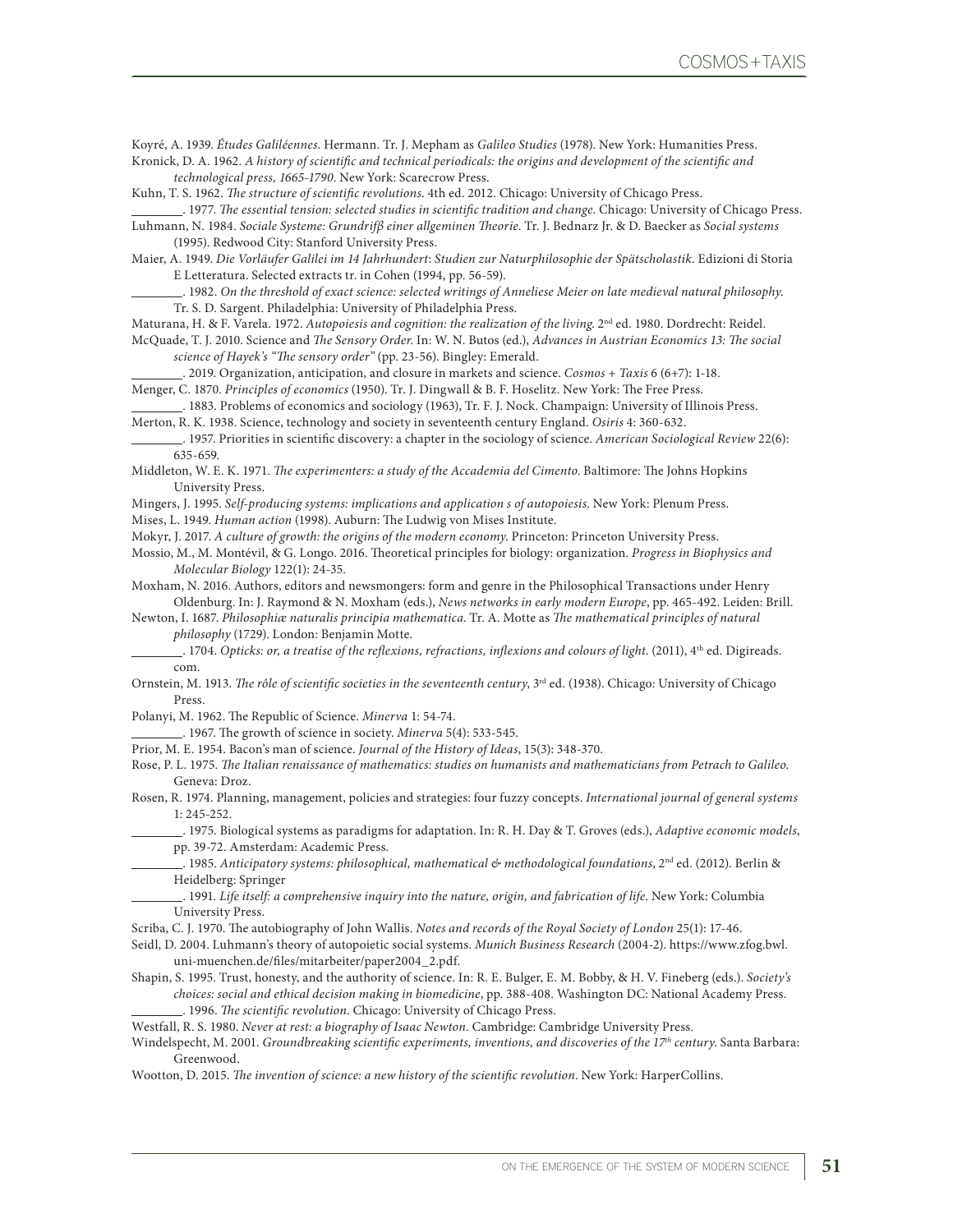Koyré, A. 1939. *Études Galiléennes*. Hermann. Tr. J. Mepham as *Galileo Studies* (1978). New York: Humanities Press.

Kronick, D. A. 1962. *A history of scientific and technical periodicals: the origins and development of the scientific and technological press, 1665-1790*. New York: Scarecrow Press.

Kuhn, T. S. 1962. *The structure of scientific revolutions*. 4th ed. 2012. Chicago: University of Chicago Press.

________. 1977. *The essential tension: selected studies in scientific tradition and change*. Chicago: University of Chicago Press.

Luhmann, N. 1984. *Sociale Systeme: Grundrißβ einer allgemeinen Theorie*. Tr. J. Bednarz Jr. & D. Baecker as *Social systems* (1995). Redwood City: Stanford University Press.

Maier, A. 1949. *Die Vorläufer Galilei im 14 Jahrhundert*: *Studien zur Naturphilosophie der Spätscholastik*. Edizioni di Storia E Letteratura. Selected extracts tr. in Cohen (1994, pp. 56-59).

________. 1982. *On the threshold of exact science: selected writings of Anneliese Meier on late medieval natural philosophy*. Tr. S. D. Sargent. Philadelphia: University of Philadelphia Press.

Maturana, H. & F. Varela. 1972. *Autopoiesis and cognition: the realization of the living*. 2nd ed. 1980. Dordrecht: Reidel.

McQuade, T. J. 2010. Science and *The Sensory Order*. In: W. N. Butos (ed.), *Advances in Austrian Economics 13: The social science of Hayek's "The sensory order"* (pp. 23-56). Bingley: Emerald.

________. 2019. Organization, anticipation, and closure in markets and science. *Cosmos + Taxis* 6 (6+7): 1-18.

Menger, C. 1870. *Principles of economics* (1950). Tr. J. Dingwall & B. F. Hoselitz. New York: The Free Press.

________. 1883. Problems of economics and sociology (1963), Tr. F. J. Nock. Champaign: University of Illinois Press.

Merton, R. K. 1938. Science, technology and society in seventeenth century England. *Osiris* 4: 360-632.

________. 1957. Priorities in scientific discovery: a chapter in the sociology of science. *American Sociological Review* 22(6): 635-659.

Middleton, W. E. K. 1971. *The experimenters: a study of the Accademia del Cimento*. Baltimore: The Johns Hopkins University Press.

Mingers, J. 1995. *Self-producing systems: implications and application s of autopoiesis*. New York: Plenum Press.

Mises, L. 1949. *Human action* (1998). Auburn: The Ludwig von Mises Institute.

Mokyr, J. 2017. *A culture of growth: the origins of the modern economy*. Princeton: Princeton University Press.

Mossio, M., M. Montévil, & G. Longo. 2016. Theoretical principles for biology: organization. *Progress in Biophysics and Molecular Biology* 122(1): 24-35.

Moxham, N. 2016. Authors, editors and newsmongers: form and genre in the Philosophical Transactions under Henry Oldenburg. In: J. Raymond & N. Moxham (eds.), *News networks in early modern Europe*, pp. 465-492. Leiden: Brill.

Newton, I. 1687. *Philosophiæ naturalis principia mathematica*. Tr. A. Motte as *The mathematical principles of natural philosophy* (1729). London: Benjamin Motte.

________. 1704. *Opticks: or, a treatise of the reflexions, refractions, inflexions and colours of light*. (2011), 4th ed. Digireads.com.

Ornstein, M. 1913. *The rôle of scientific societies in the seventeenth century*, 3rd ed. (1938). Chicago: University of Chicago Press.

Polanyi, M. 1962. The Republic of Science. *Minerva* 1: 54-74.

________. 1967. The growth of science in society. *Minerva* 5(4): 533-545.

Prior, M. E. 1954. Bacon's man of science. *Journal of the History of Ideas*, 15(3): 348-370.

Rose, P. L. 1975. *The Italian renaissance of mathematics: studies on humanists and mathematicians from Petrach to Galileo*. Geneva: Droz.

Rosen, R. 1974. Planning, management, policies and strategies: four fuzzy concepts. *International journal of general systems* 1: 245-252.

________. 1975. Biological systems as paradigms for adaptation. In: R. H. Day & T. Groves (eds.), *Adaptive economic models*, pp. 39-72. Amsterdam: Academic Press.

________. 1985. *Anticipatory systems: philosophical, mathematical & methodological foundations*, 2nd ed. (2012). Berlin & Heidelberg: Springer

________. 1991. *Life itself: a comprehensive inquiry into the nature, origin, and fabrication of life*. New York: Columbia University Press.

Scriba, C. J. 1970. The autobiography of John Wallis. *Notes and records of the Royal Society of London* 25(1): 17-46.

Seidl, D. 2004. Luhmann's theory of autopoietic social systems. *Munich Business Research* (2004-2). https://www.zfog.bwl.uni-muenchen.de/files/mitarbeiter/paper2004_2.pdf.

Shapin, S. 1995. Trust, honesty, and the authority of science. In: R. E. Bulger, E. M. Bobby, & H. V. Fineberg (eds.). *Society's choices: social and ethical decision making in biomedicine*, pp. 388-408. Washington DC: National Academy Press.

________. 1996. *The scientific revolution*. Chicago: University of Chicago Press.

Westfall, R. S. 1980. *Never at rest: a biography of Isaac Newton*. Cambridge: Cambridge University Press.

Windelspecht, M. 2001. *Groundbreaking scientific experiments, inventions, and discoveries of the 17th century*. Santa Barbara: Greenwood.

Wootton, D. 2015. *The invention of science: a new history of the scientific revolution*. New York: HarperCollins.